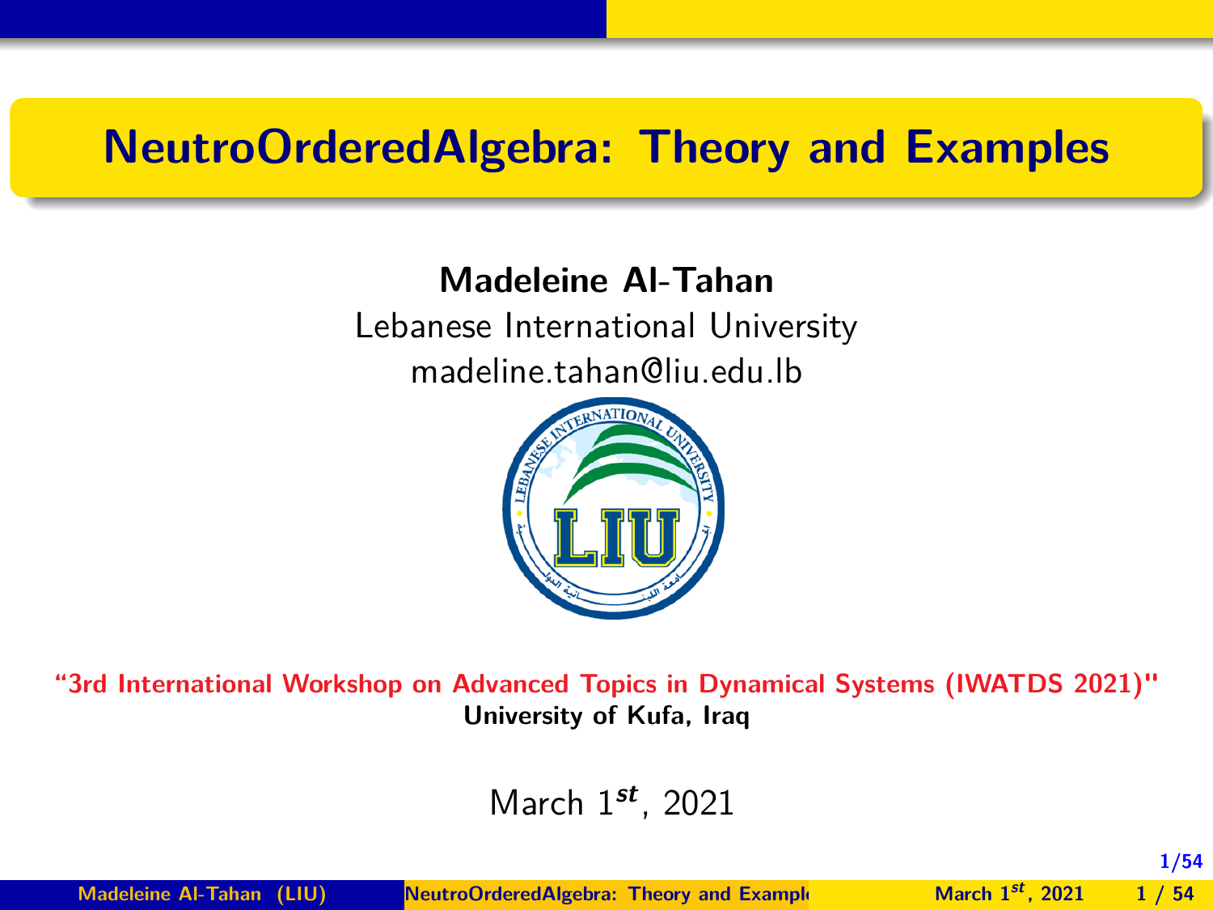# NeutroOrderedAlgebra: Theory and Examples

**Madeleine Al-Tahan**

Lebanese International University

madeline.tahan@liu.edu.lb

**"3rd International Workshop on Advanced Topics in Dynamical Systems (IWATDS 2021)"**

**University of Kufa, Iraq**

March $1^{st}$, 2021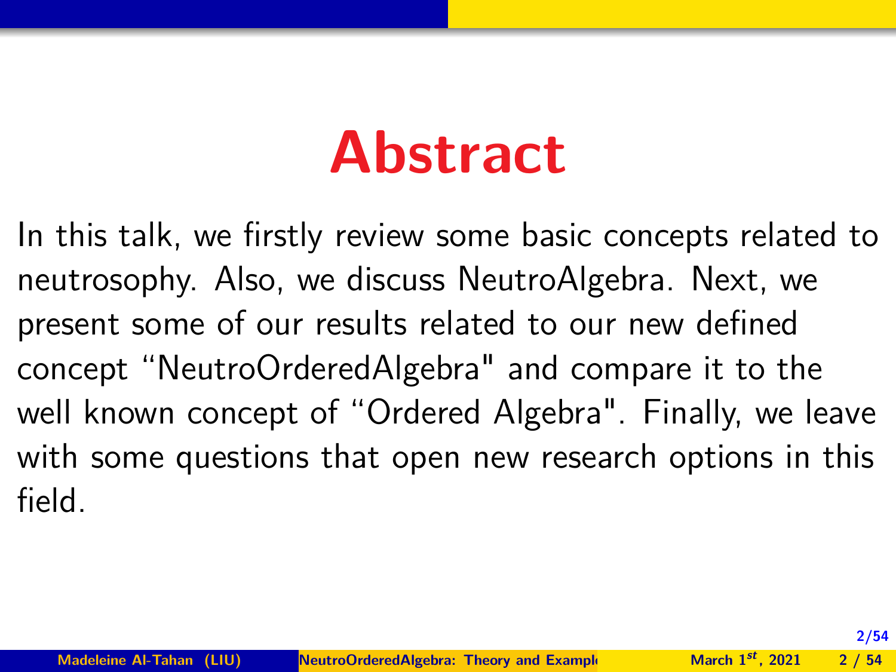# Abstract

In this talk, we firstly review some basic concepts related to neutrosophy. Also, we discuss NeutroAlgebra. Next, we present some of our results related to our new defined concept "NeutroOrderedAlgebra" and compare it to the well known concept of "Ordered Algebra". Finally, we leave with some questions that open new research options in this field.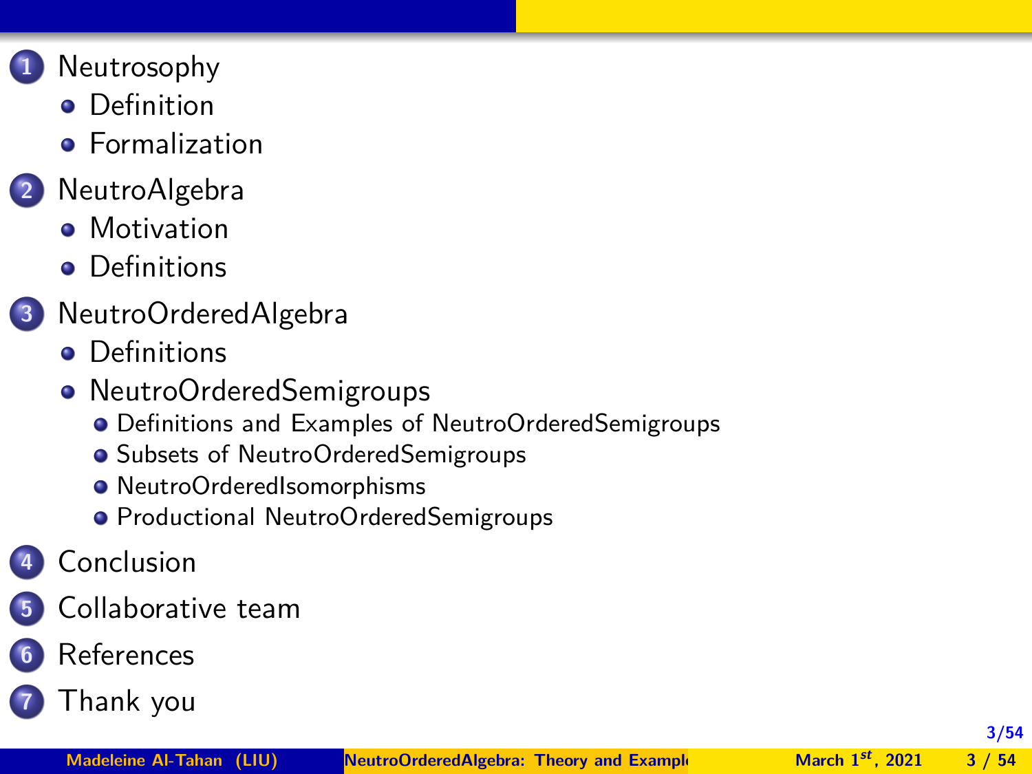1. Neutrosophy
   - Definition
   - Formalization
2. NeutroAlgebra
   - Motivation
   - Definitions
3. NeutroOrderedAlgebra
   - Definitions
   - NeutroOrderedSemigroups
     - Definitions and Examples of NeutroOrderedSemigroups
     - Subsets of NeutroOrderedSemigroups
     - NeutroOrderedIsomorphisms
     - Productional NeutroOrderedSemigroups
4. Conclusion
5. Collaborative team
6. References
7. Thank you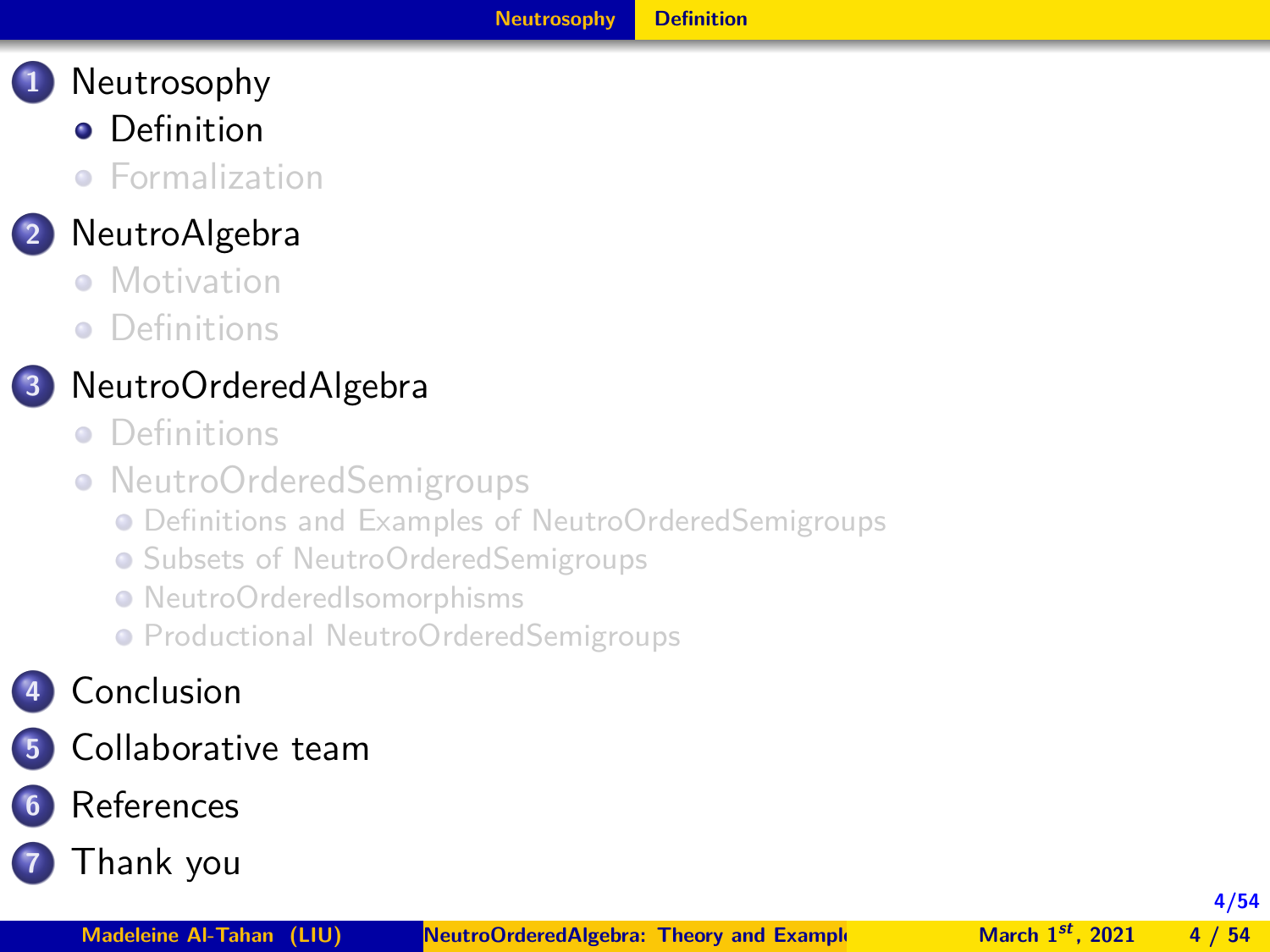1. Neutrosophy
   - Definition
   - Formalization
2. NeutroAlgebra
   - Motivation
   - Definitions
3. NeutroOrderedAlgebra
   - Definitions
   - NeutroOrderedSemigroups
     - Definitions and Examples of NeutroOrderedSemigroups
     - Subsets of NeutroOrderedSemigroups
     - NeutroOrderedIsomorphisms
     - Productional NeutroOrderedSemigroups
4. Conclusion
5. Collaborative team
6. References
7. Thank you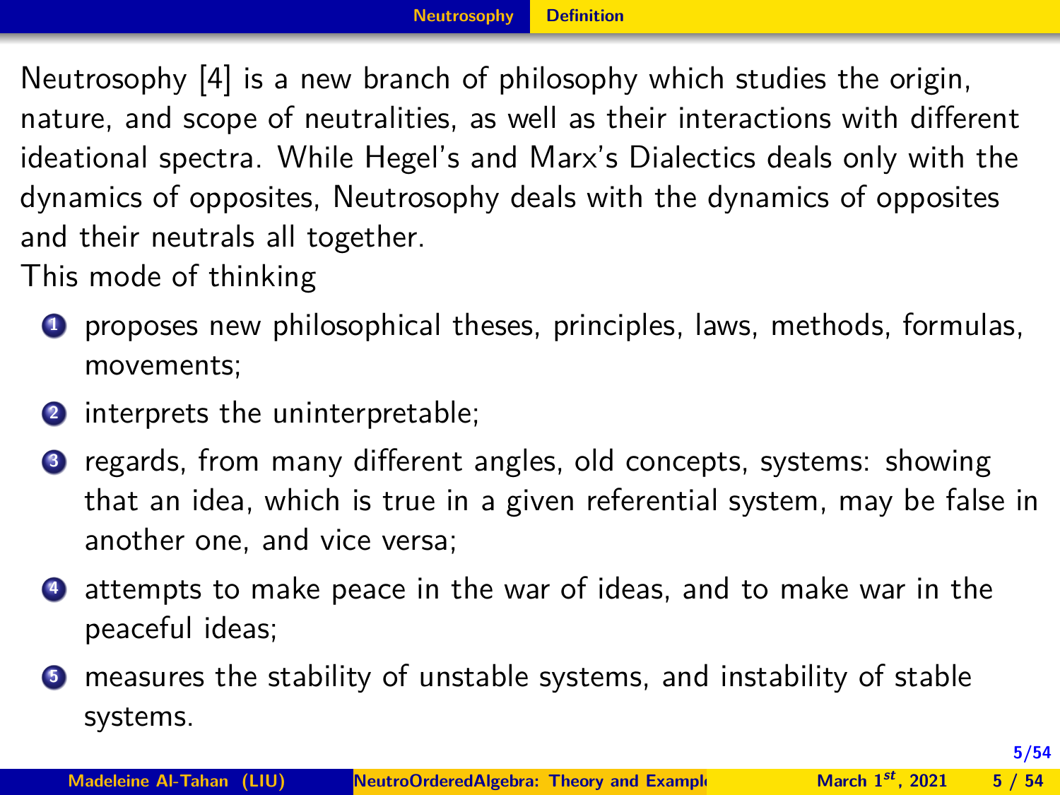Neutrosophy [4] is a new branch of philosophy which studies the origin, nature, and scope of neutralities, as well as their interactions with different ideational spectra. While Hegel's and Marx's Dialectics deals only with the dynamics of opposites, Neutrosophy deals with the dynamics of opposites and their neutrals all together.

This mode of thinking

1. proposes new philosophical theses, principles, laws, methods, formulas, movements;
2. interprets the uninterpretable;
3. regards, from many different angles, old concepts, systems: showing that an idea, which is true in a given referential system, may be false in another one, and vice versa;
4. attempts to make peace in the war of ideas, and to make war in the peaceful ideas;
5. measures the stability of unstable systems, and instability of stable systems.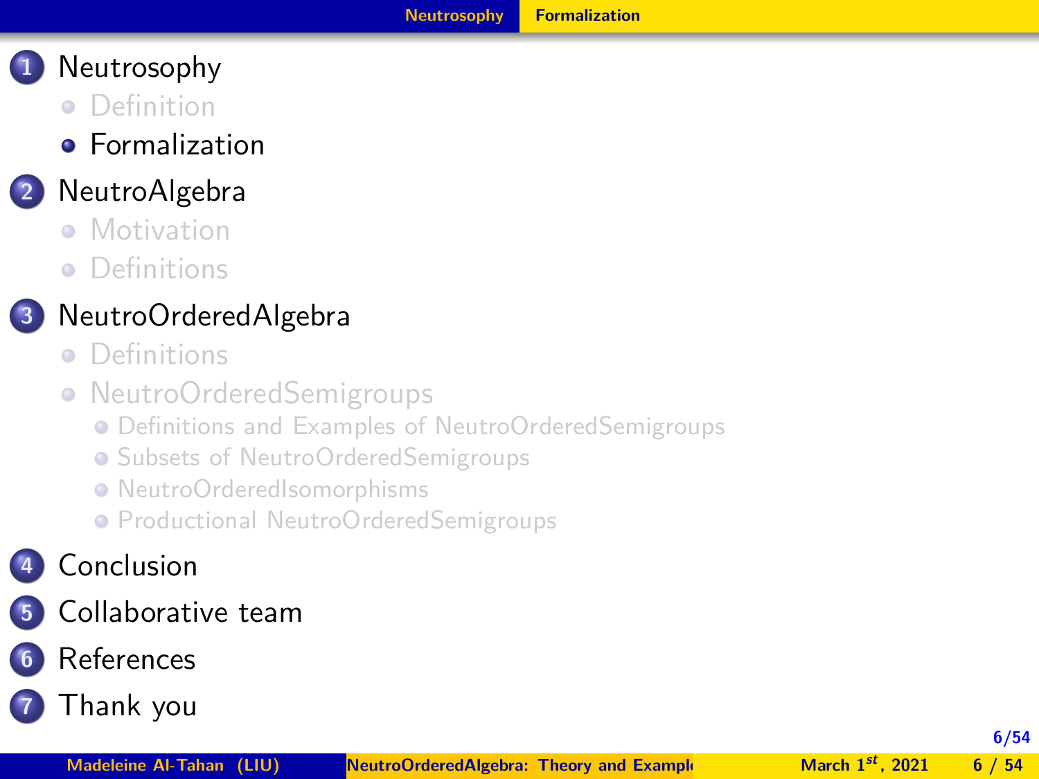1. Neutrosophy
   - Definition
   - Formalization
2. NeutroAlgebra
   - Motivation
   - Definitions
3. NeutroOrderedAlgebra
   - Definitions
   - NeutroOrderedSemigroups
     - Definitions and Examples of NeutroOrderedSemigroups
     - Subsets of NeutroOrderedSemigroups
     - NeutroOrderedIsomorphisms
     - Productional NeutroOrderedSemigroups
4. Conclusion
5. Collaborative team
6. References
7. Thank you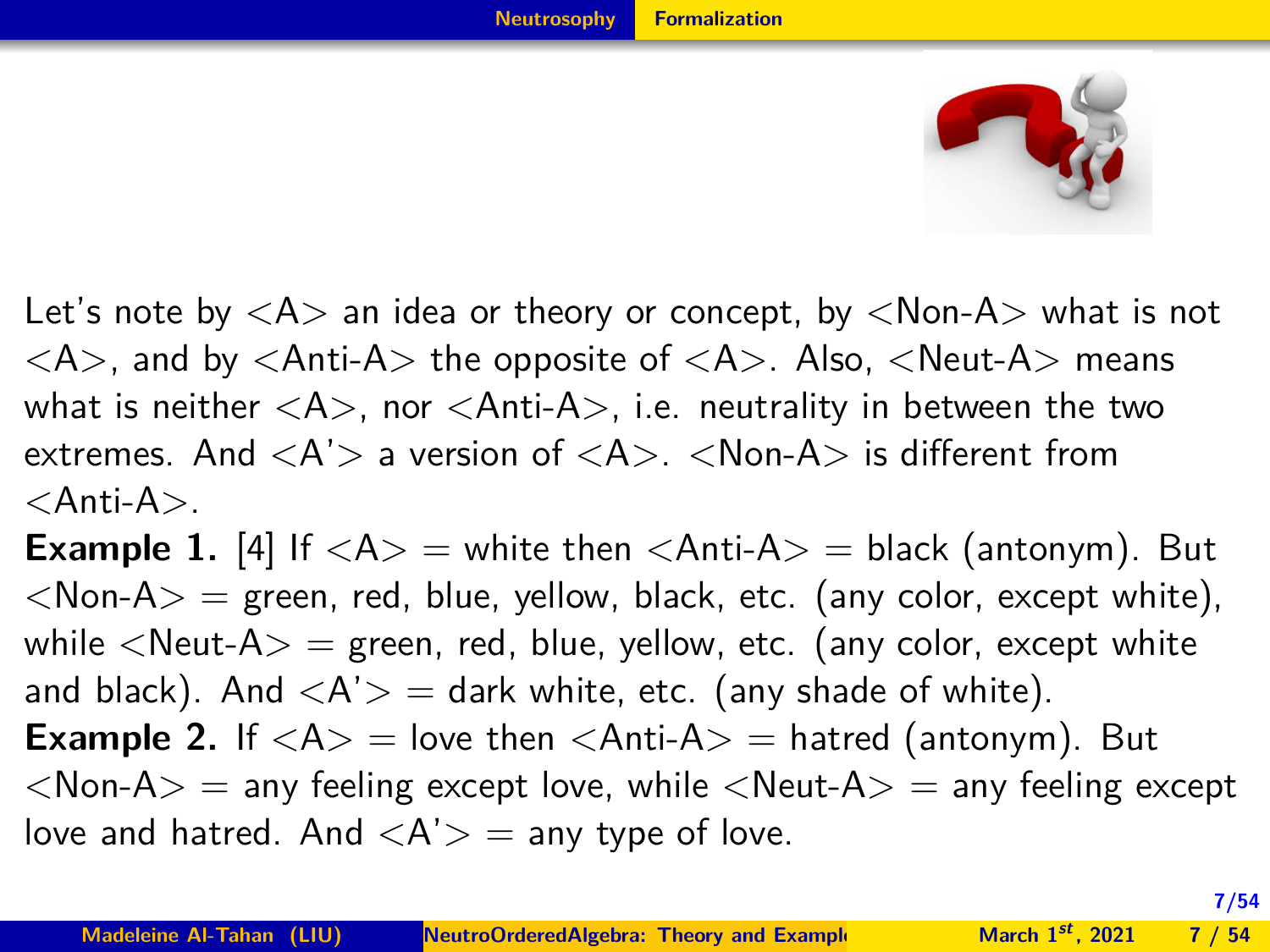Let's note by <A> an idea or theory or concept, by <Non-A> what is not <A>, and by <Anti-A> the opposite of <A>. Also, <Neut-A> means what is neither <A>, nor <Anti-A>, i.e. neutrality in between the two extremes. And <A'> a version of <A>. <Non-A> is different from <Anti-A>.

**Example 1.** [4] If <A> = white then <Anti-A> = black (antonym). But <Non-A> = green, red, blue, yellow, black, etc. (any color, except white), while <Neut-A> = green, red, blue, yellow, etc. (any color, except white and black). And <A'> = dark white, etc. (any shade of white).

**Example 2.** If <A> = love then <Anti-A> = hatred (antonym). But <Non-A> = any feeling except love, while <Neut-A> = any feeling except love and hatred. And <A'> = any type of love.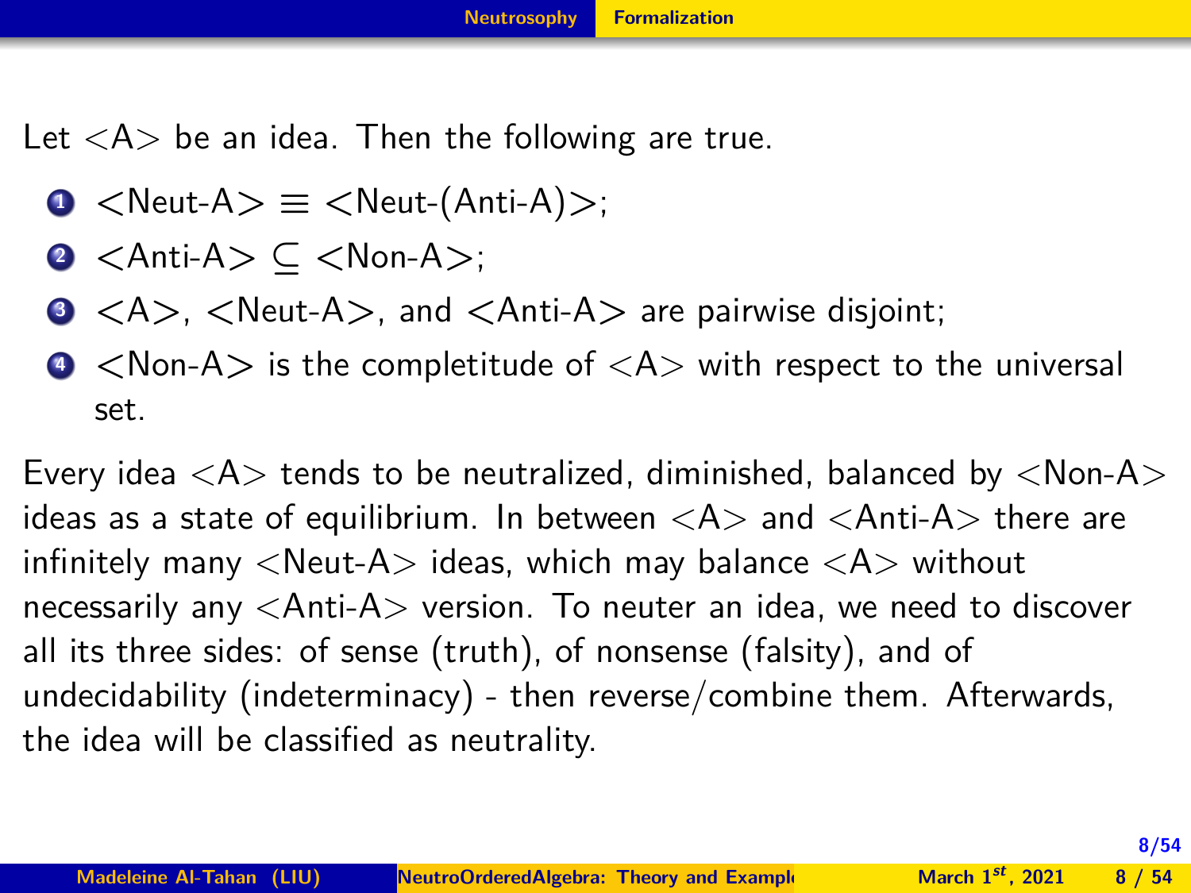Let <A> be an idea. Then the following are true.

1. <Neut-A> ≡ <Neut-(Anti-A)>;
2. <Anti-A> ⊆ <Non-A>;
3. <A>, <Neut-A>, and <Anti-A> are pairwise disjoint;
4. <Non-A> is the completitude of <A> with respect to the universal set.

Every idea <A> tends to be neutralized, diminished, balanced by <Non-A> ideas as a state of equilibrium. In between <A> and <Anti-A> there are infinitely many <Neut-A> ideas, which may balance <A> without necessarily any <Anti-A> version. To neuter an idea, we need to discover all its three sides: of sense (truth), of nonsense (falsity), and of undecidability (indeterminacy) - then reverse/combine them. Afterwards, the idea will be classified as neutrality.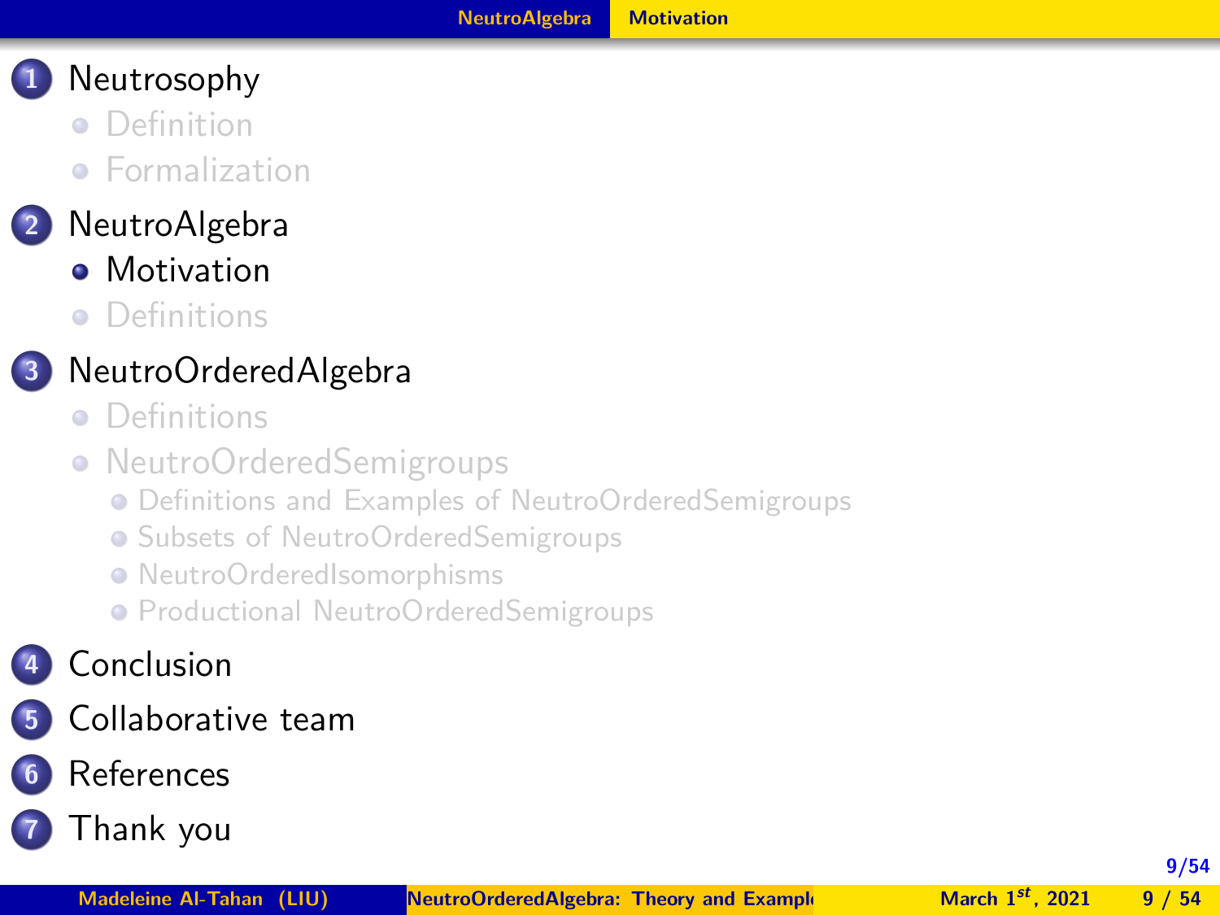1. Neutrosophy
   - Definition
   - Formalization
2. NeutroAlgebra
   - Motivation
   - Definitions
3. NeutroOrderedAlgebra
   - Definitions
   - NeutroOrderedSemigroups
     - Definitions and Examples of NeutroOrderedSemigroups
     - Subsets of NeutroOrderedSemigroups
     - NeutroOrderedIsomorphisms
     - Productional NeutroOrderedSemigroups
4. Conclusion
5. Collaborative team
6. References
7. Thank you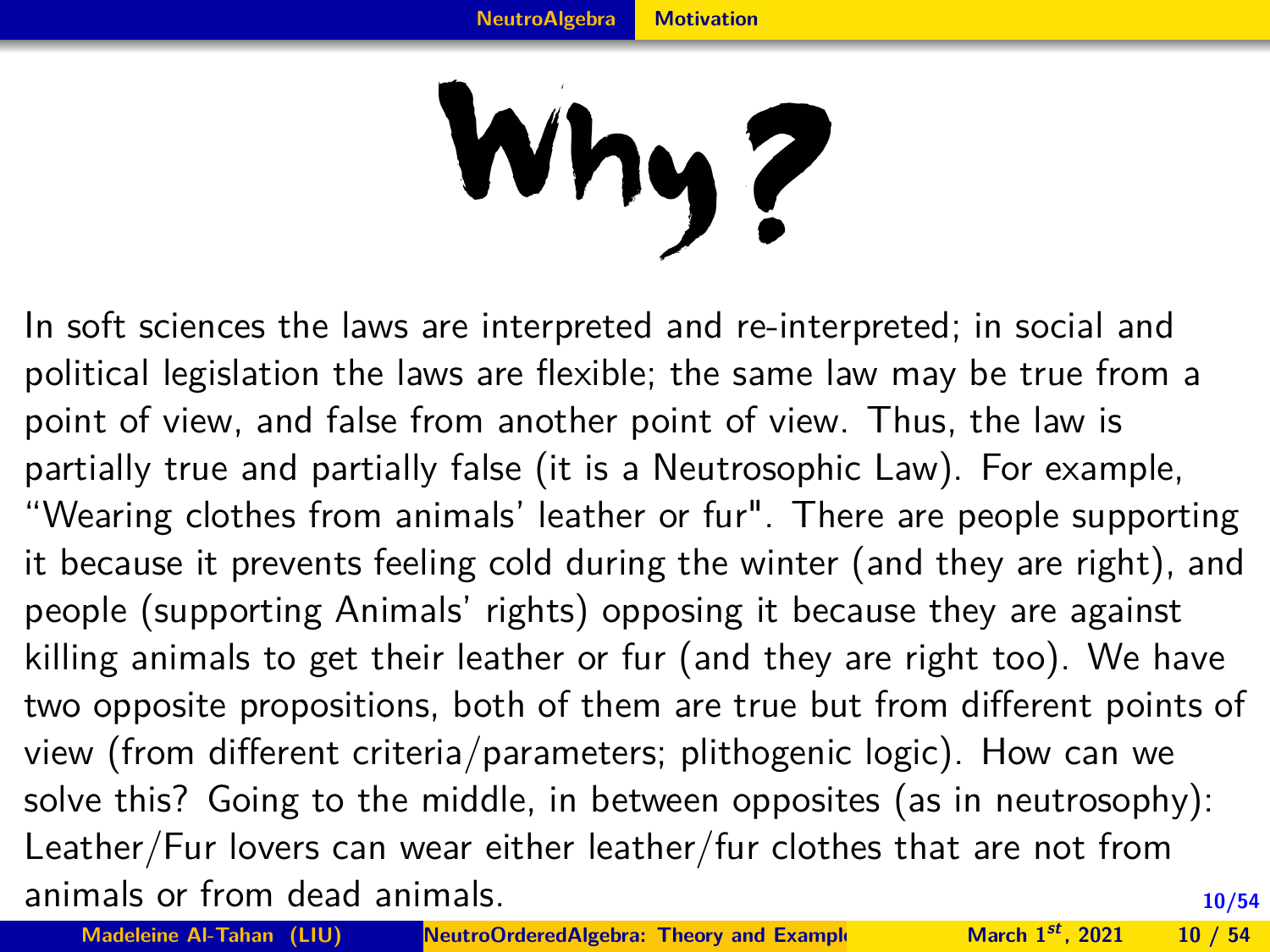# Why?

In soft sciences the laws are interpreted and re-interpreted; in social and political legislation the laws are flexible; the same law may be true from a point of view, and false from another point of view. Thus, the law is partially true and partially false (it is a Neutrosophic Law). For example, "Wearing clothes from animals' leather or fur". There are people supporting it because it prevents feeling cold during the winter (and they are right), and people (supporting Animals' rights) opposing it because they are against killing animals to get their leather or fur (and they are right too). We have two opposite propositions, both of them are true but from different points of view (from different criteria/parameters; plithogenic logic). How can we solve this? Going to the middle, in between opposites (as in neutrosophy): Leather/Fur lovers can wear either leather/fur clothes that are not from animals or from dead animals.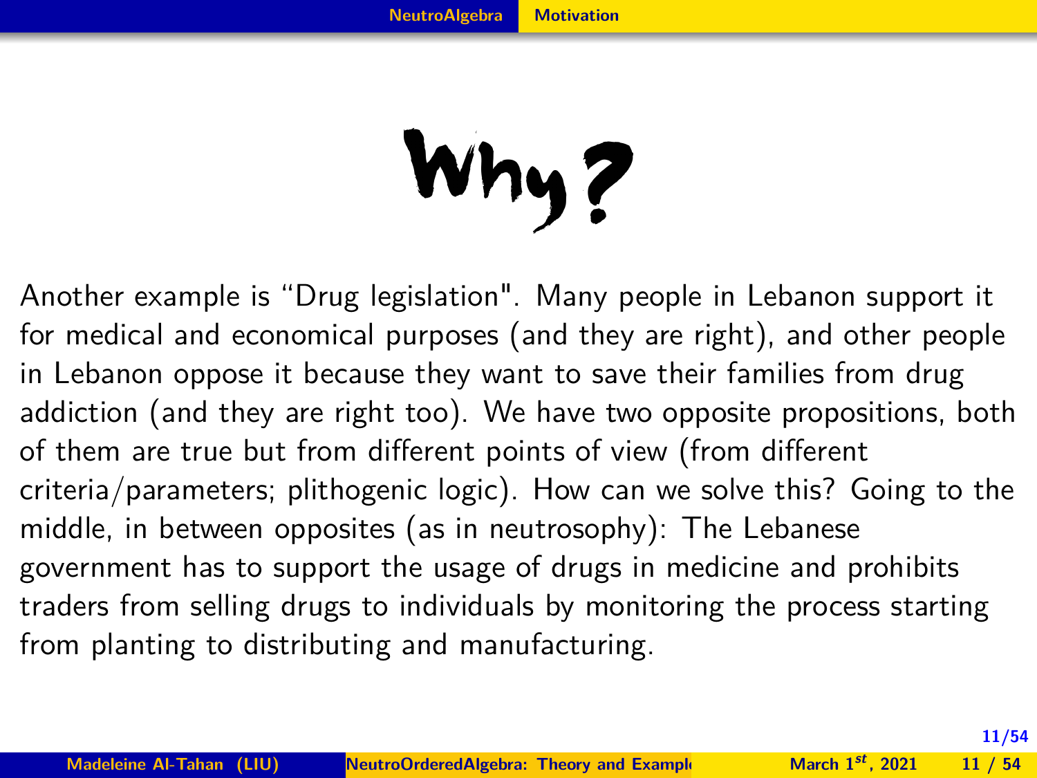# Why?

Another example is “Drug legislation". Many people in Lebanon support it for medical and economical purposes (and they are right), and other people in Lebanon oppose it because they want to save their families from drug addiction (and they are right too). We have two opposite propositions, both of them are true but from different points of view (from different criteria/parameters; plithogenic logic). How can we solve this? Going to the middle, in between opposites (as in neutrosophy): The Lebanese government has to support the usage of drugs in medicine and prohibits traders from selling drugs to individuals by monitoring the process starting from planting to distributing and manufacturing.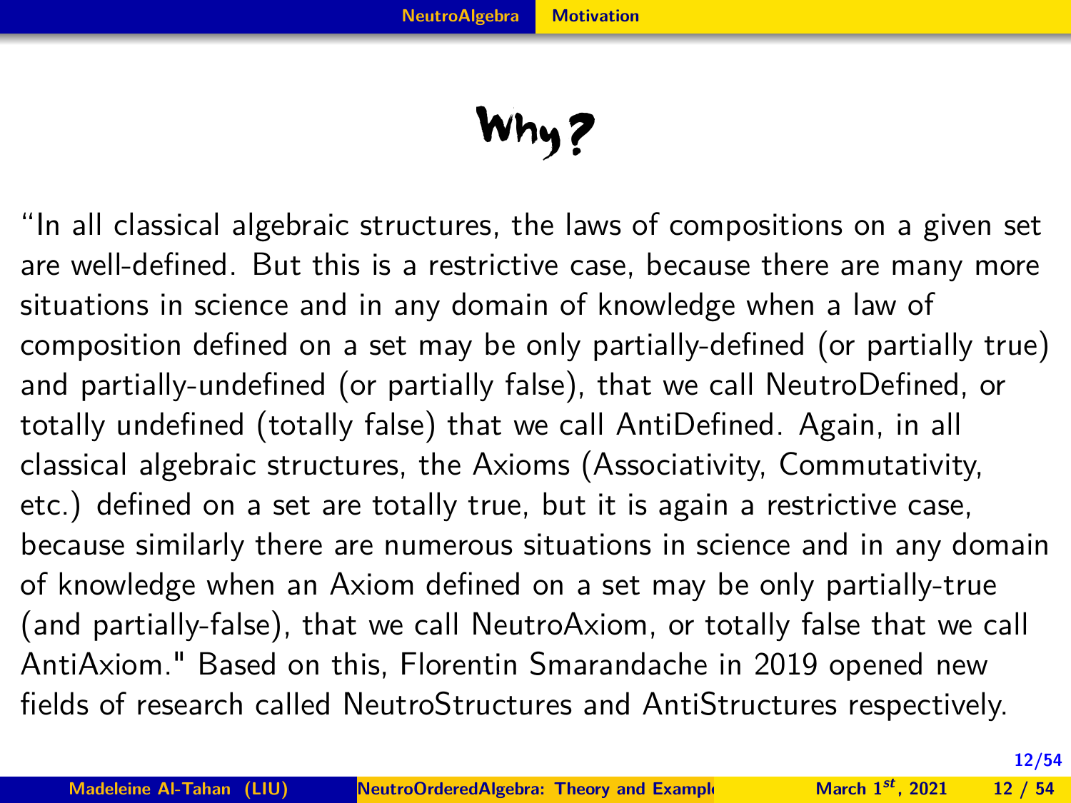# Why?

"In all classical algebraic structures, the laws of compositions on a given set are well-defined. But this is a restrictive case, because there are many more situations in science and in any domain of knowledge when a law of composition defined on a set may be only partially-defined (or partially true) and partially-undefined (or partially false), that we call NeutroDefined, or totally undefined (totally false) that we call AntiDefined. Again, in all classical algebraic structures, the Axioms (Associativity, Commutativity, etc.) defined on a set are totally true, but it is again a restrictive case, because similarly there are numerous situations in science and in any domain of knowledge when an Axiom defined on a set may be only partially-true (and partially-false), that we call NeutroAxiom, or totally false that we call AntiAxiom." Based on this, Florentin Smarandache in 2019 opened new fields of research called NeutroStructures and AntiStructures respectively.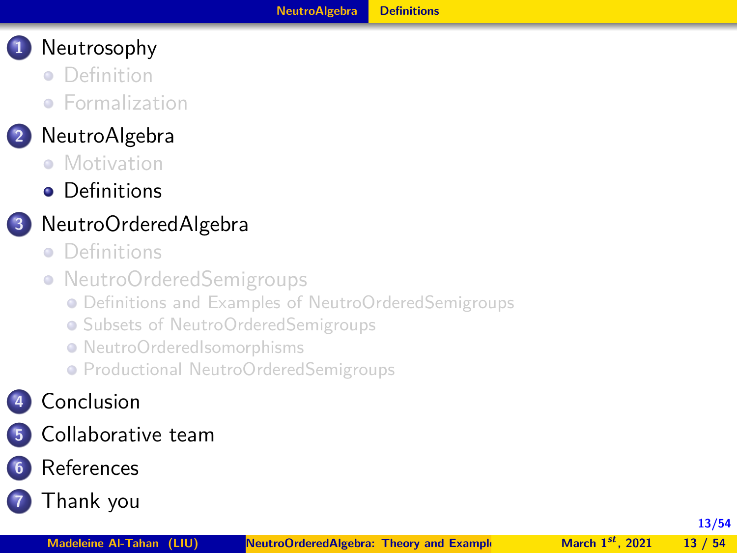1. Neutrosophy
   - Definition
   - Formalization
2. NeutroAlgebra
   - Motivation
   - Definitions
3. NeutroOrderedAlgebra
   - Definitions
   - NeutroOrderedSemigroups
     - Definitions and Examples of NeutroOrderedSemigroups
     - Subsets of NeutroOrderedSemigroups
     - NeutroOrderedIsomorphisms
     - Productional NeutroOrderedSemigroups
4. Conclusion
5. Collaborative team
6. References
7. Thank you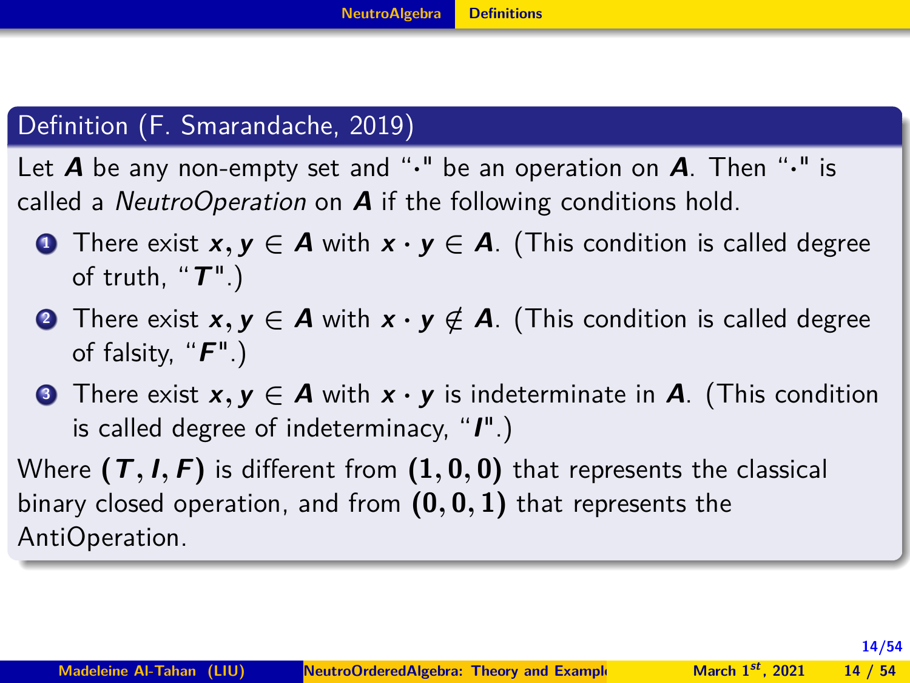### Definition (F. Smarandache, 2019)

Let $A$ be any non-empty set and "$\cdot$" be an operation on $A$. Then "$\cdot$" is called a *NeutroOperation* on $A$ if the following conditions hold.

1. There exist $x, y \in A$ with $x \cdot y \in A$. (This condition is called degree of truth, "$T$".)
2. There exist $x, y \in A$ with $x \cdot y \notin A$. (This condition is called degree of falsity, "$F$".)
3. There exist $x, y \in A$ with $x \cdot y$ is indeterminate in $A$. (This condition is called degree of indeterminacy, "$I$".)

Where $(T, I, F)$ is different from $(1, 0, 0)$ that represents the classical binary closed operation, and from $(0, 0, 1)$ that represents the AntiOperation.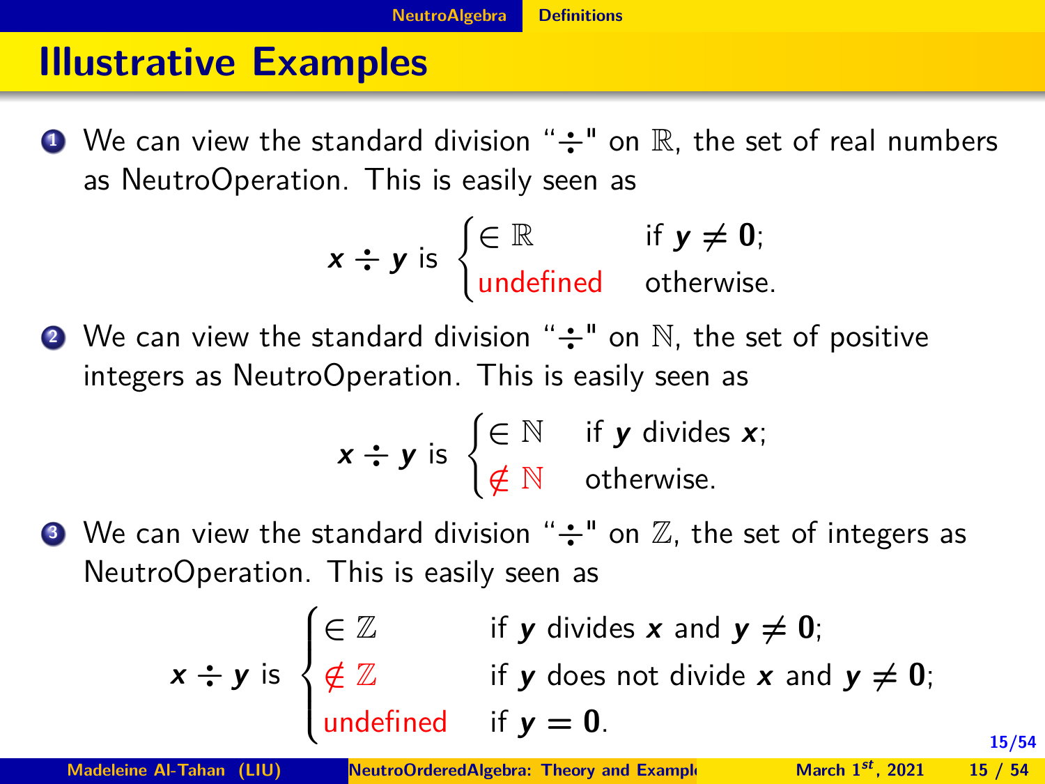## Illustrative Examples

1. We can view the standard division "$\div$" on $\mathbb{R}$, the set of real numbers as NeutroOperation. This is easily seen as

$$x \div y \text{ is } \begin{cases} \in \mathbb{R} & \text{if } y \neq 0; \\ \text{undefined} & \text{otherwise.} \end{cases}$$

2. We can view the standard division "$\div$" on $\mathbb{N}$, the set of positive integers as NeutroOperation. This is easily seen as

$$x \div y \text{ is } \begin{cases} \in \mathbb{N} & \text{if } y \text{ divides } x; \\ \notin \mathbb{N} & \text{otherwise.} \end{cases}$$

3. We can view the standard division "$\div$" on $\mathbb{Z}$, the set of integers as NeutroOperation. This is easily seen as

$$x \div y \text{ is } \begin{cases} \in \mathbb{Z} & \text{if } y \text{ divides } x \text{ and } y \neq 0; \\ \notin \mathbb{Z} & \text{if } y \text{ does not divide } x \text{ and } y \neq 0; \\ \text{undefined} & \text{if } y = 0. \end{cases}$$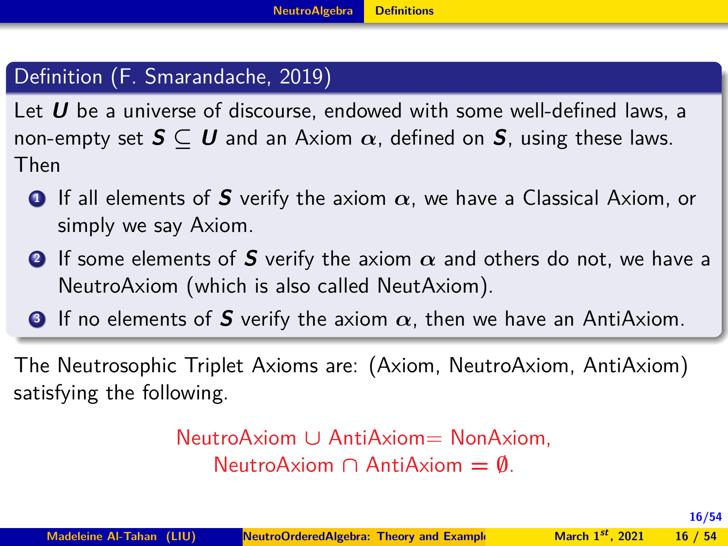**Definition (F. Smarandache, 2019)**

Let $\boldsymbol{U}$ be a universe of discourse, endowed with some well-defined laws, a non-empty set $\boldsymbol{S} \subseteq \boldsymbol{U}$ and an Axiom $\alpha$, defined on $\boldsymbol{S}$, using these laws. Then

1. If all elements of $\boldsymbol{S}$ verify the axiom $\alpha$, we have a Classical Axiom, or simply we say Axiom.
2. If some elements of $\boldsymbol{S}$ verify the axiom $\alpha$ and others do not, we have a NeutroAxiom (which is also called NeutAxiom).
3. If no elements of $\boldsymbol{S}$ verify the axiom $\alpha$, then we have an AntiAxiom.

The Neutrosophic Triplet Axioms are: (Axiom, NeutroAxiom, AntiAxiom) satisfying the following.

$$\text{NeutroAxiom} \cup \text{AntiAxiom} = \text{NonAxiom},$$
$$\text{NeutroAxiom} \cap \text{AntiAxiom} = \emptyset.$$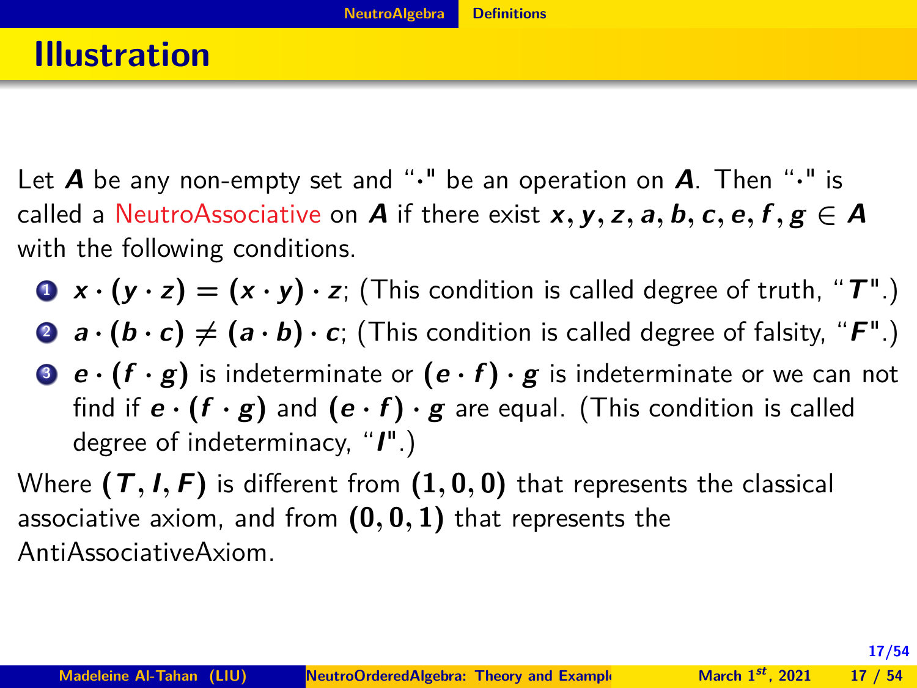# Illustration

Let $A$ be any non-empty set and "$\cdot$" be an operation on $A$. Then "$\cdot$" is called a NeutroAssociative on $A$ if there exist $x, y, z, a, b, c, e, f, g \in A$ with the following conditions.

1. $x \cdot (y \cdot z) = (x \cdot y) \cdot z$; (This condition is called degree of truth, "$T$".)
2. $a \cdot (b \cdot c) \neq (a \cdot b) \cdot c$; (This condition is called degree of falsity, "$F$".)
3. $e \cdot (f \cdot g)$ is indeterminate or $(e \cdot f) \cdot g$ is indeterminate or we can not find if $e \cdot (f \cdot g)$ and $(e \cdot f) \cdot g$ are equal. (This condition is called degree of indeterminacy, "$I$".)

Where $(T, I, F)$ is different from $(1, 0, 0)$ that represents the classical associative axiom, and from $(0, 0, 1)$ that represents the AntiAssociativeAxiom.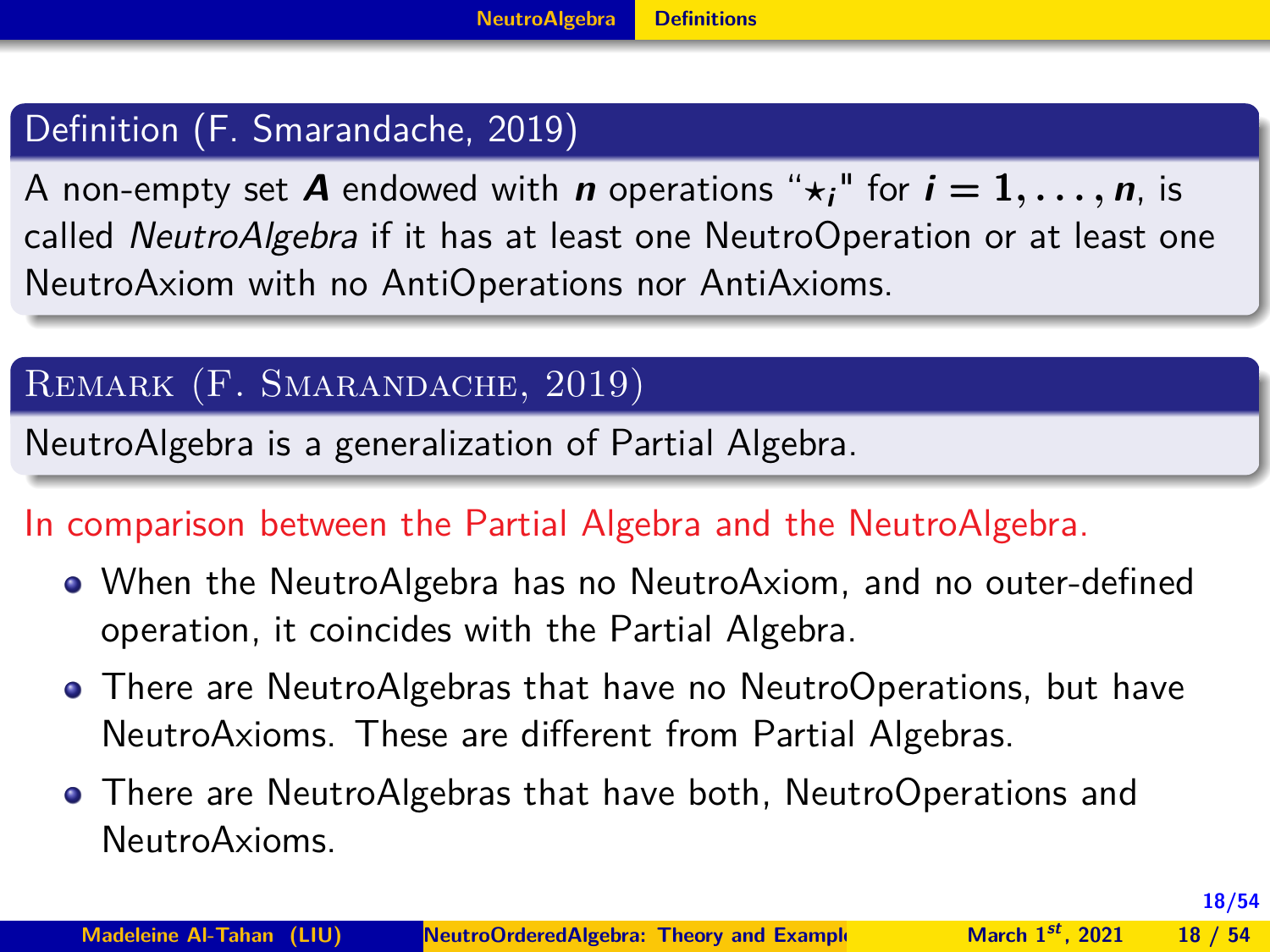**Definition (F. Smarandache, 2019)**

A non-empty set $A$ endowed with $n$ operations "$\star_i$" for $i = 1, \ldots, n$, is called *NeutroAlgebra* if it has at least one NeutroOperation or at least one NeutroAxiom with no AntiOperations nor AntiAxioms.

**Remark (F. Smarandache, 2019)**

NeutroAlgebra is a generalization of Partial Algebra.

In comparison between the Partial Algebra and the NeutroAlgebra.

- When the NeutroAlgebra has no NeutroAxiom, and no outer-defined operation, it coincides with the Partial Algebra.
- There are NeutroAlgebras that have no NeutroOperations, but have NeutroAxioms. These are different from Partial Algebras.
- There are NeutroAlgebras that have both, NeutroOperations and NeutroAxioms.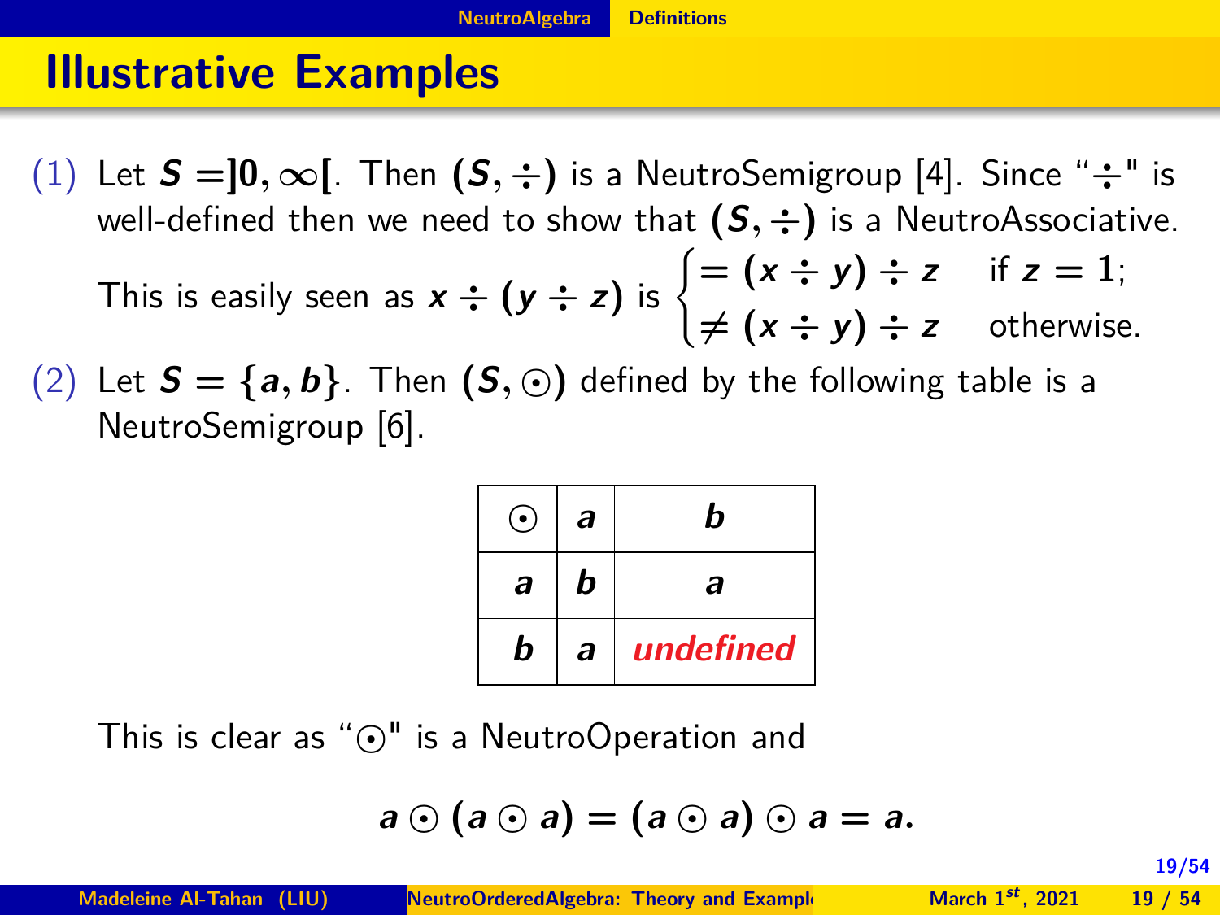# Illustrative Examples

(1) Let $S = ]0, \infty[$. Then $(S, \div)$ is a NeutroSemigroup [4]. Since "$\div$" is well-defined then we need to show that $(S, \div)$ is a NeutroAssociative. This is easily seen as $x \div (y \div z)$ is $\begin{cases} = (x \div y) \div z & \text{if } z = 1; \\ \neq (x \div y) \div z & \text{otherwise.} \end{cases}$

(2) Let $S = \{a, b\}$. Then $(S, \odot)$ defined by the following table is a NeutroSemigroup [6].

| $\odot$ | $a$ | $b$ |
|---|---|---|
| $a$ | $b$ | $a$ |
| $b$ | $a$ | *undefined* |

This is clear as "$\odot$" is a NeutroOperation and

$$a \odot (a \odot a) = (a \odot a) \odot a = a.$$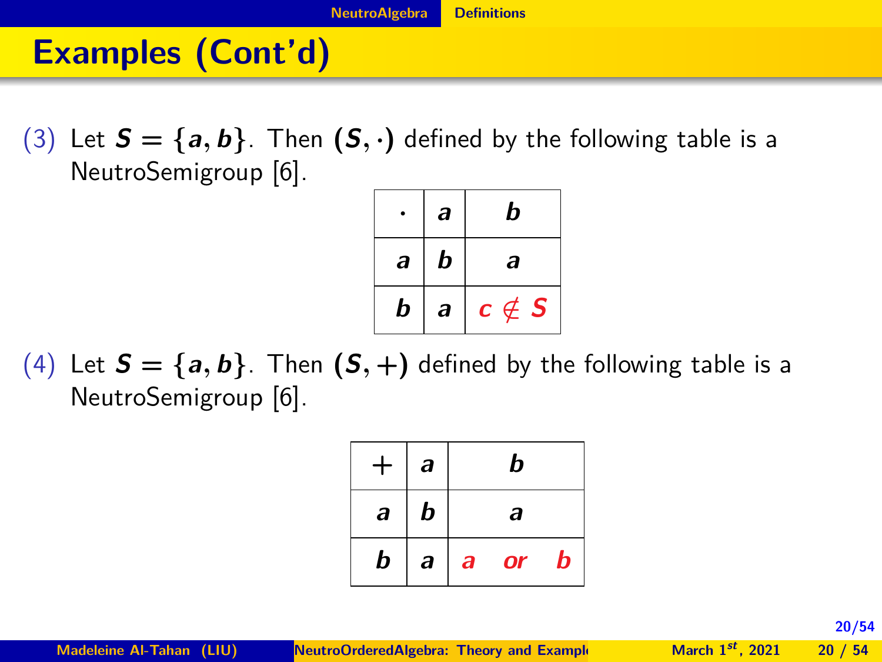# Examples (Cont'd)

(3) Let $S = \{a, b\}$. Then $(S, \cdot)$ defined by the following table is a NeutroSemigroup [6].

| $\cdot$ | $a$ | $b$ |
|---|---|---|
| $a$ | $b$ | $a$ |
| $b$ | $a$ | $c \notin S$ |

(4) Let $S = \{a, b\}$. Then $(S, +)$ defined by the following table is a NeutroSemigroup [6].

| $+$ | $a$ | $b$ |
|---|---|---|
| $a$ | $b$ | $a$ |
| $b$ | $a$ | $a$ or $b$ |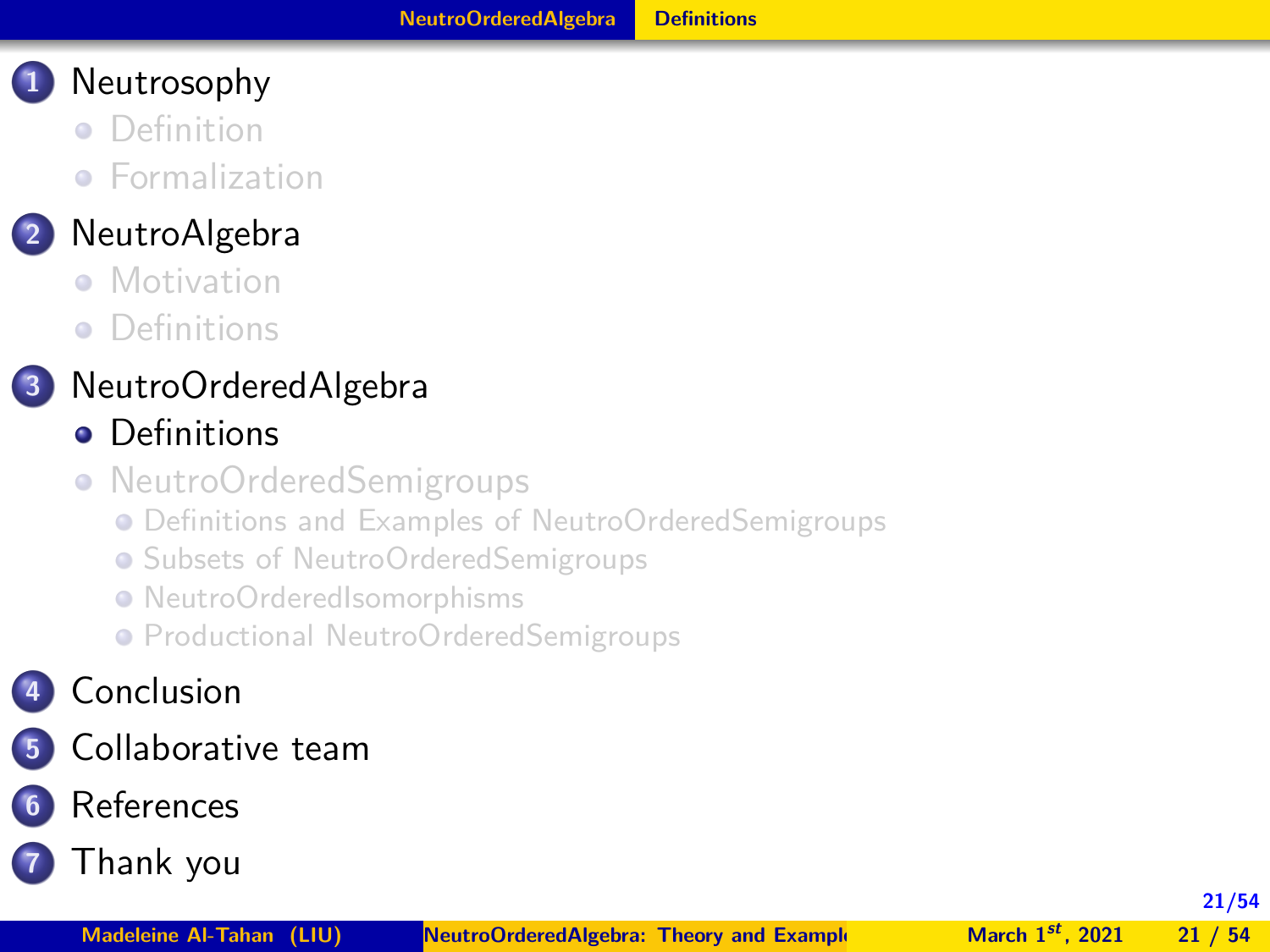1. Neutrosophy
   - Definition
   - Formalization
2. NeutroAlgebra
   - Motivation
   - Definitions
3. NeutroOrderedAlgebra
   - **Definitions**
   - NeutroOrderedSemigroups
     - Definitions and Examples of NeutroOrderedSemigroups
     - Subsets of NeutroOrderedSemigroups
     - NeutroOrderedIsomorphisms
     - Productional NeutroOrderedSemigroups
4. Conclusion
5. Collaborative team
6. References
7. Thank you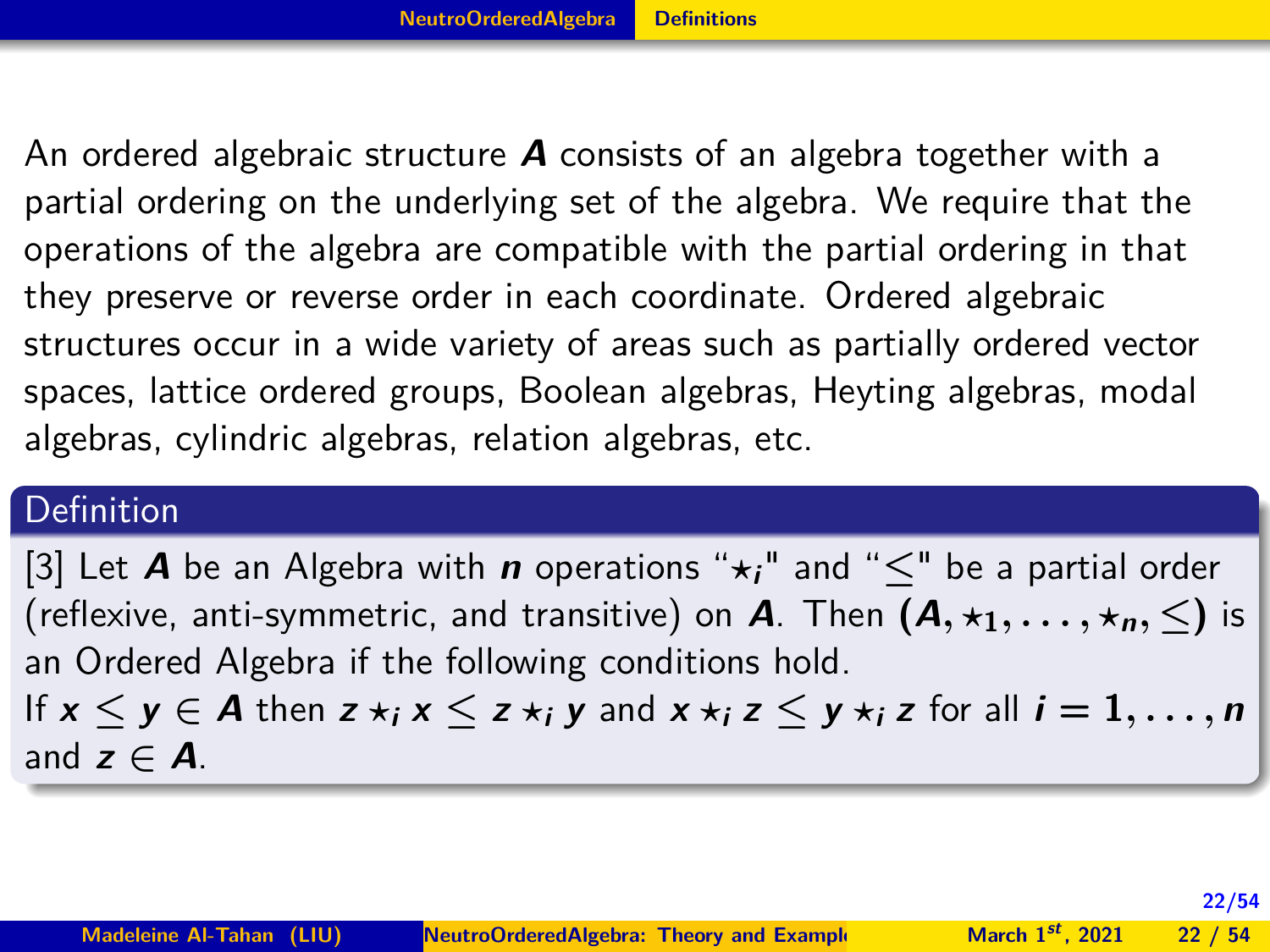An ordered algebraic structure $A$ consists of an algebra together with a partial ordering on the underlying set of the algebra. We require that the operations of the algebra are compatible with the partial ordering in that they preserve or reverse order in each coordinate. Ordered algebraic structures occur in a wide variety of areas such as partially ordered vector spaces, lattice ordered groups, Boolean algebras, Heyting algebras, modal algebras, cylindric algebras, relation algebras, etc.

**Definition**

[3] Let $A$ be an Algebra with $n$ operations "$\star_i$" and "$\leq$" be a partial order (reflexive, anti-symmetric, and transitive) on $A$. Then $(A, \star_1, \ldots, \star_n, \leq)$ is an Ordered Algebra if the following conditions hold.
If $x \leq y \in A$ then $z \star_i x \leq z \star_i y$ and $x \star_i z \leq y \star_i z$ for all $i = 1, \ldots, n$ and $z \in A$.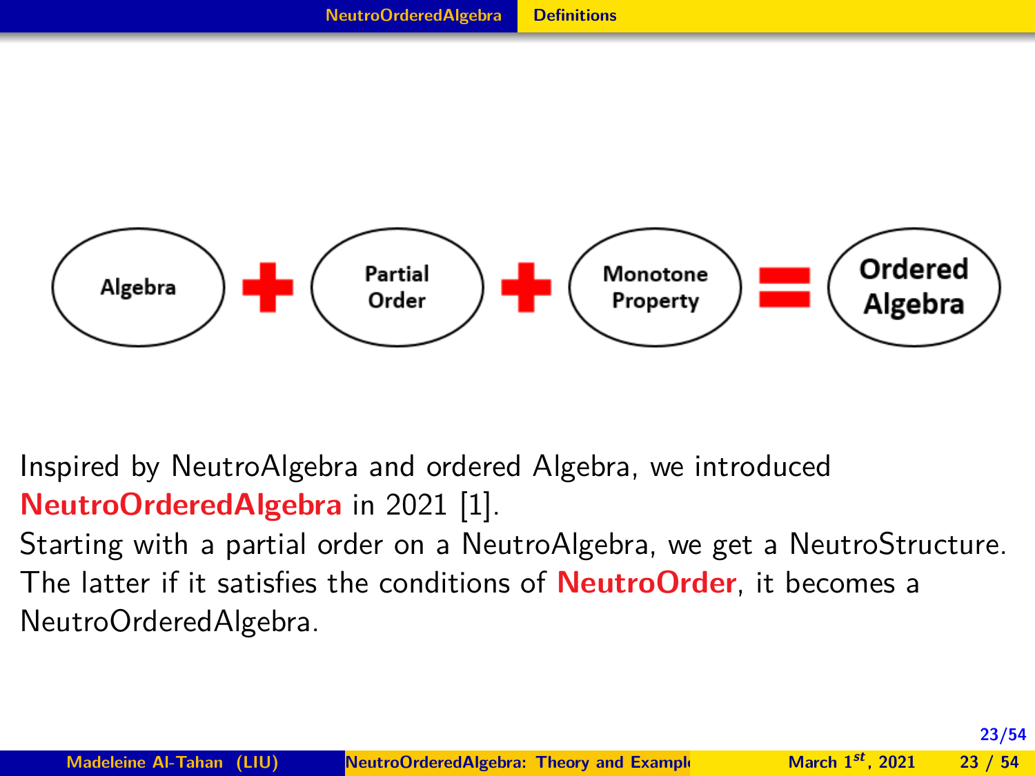Algebra + Partial Order + Monotone Property = Ordered Algebra

Inspired by NeutroAlgebra and ordered Algebra, we introduced **NeutroOrderedAlgebra** in 2021 [1].

Starting with a partial order on a NeutroAlgebra, we get a NeutroStructure. The latter if it satisfies the conditions of **NeutroOrder**, it becomes a NeutroOrderedAlgebra.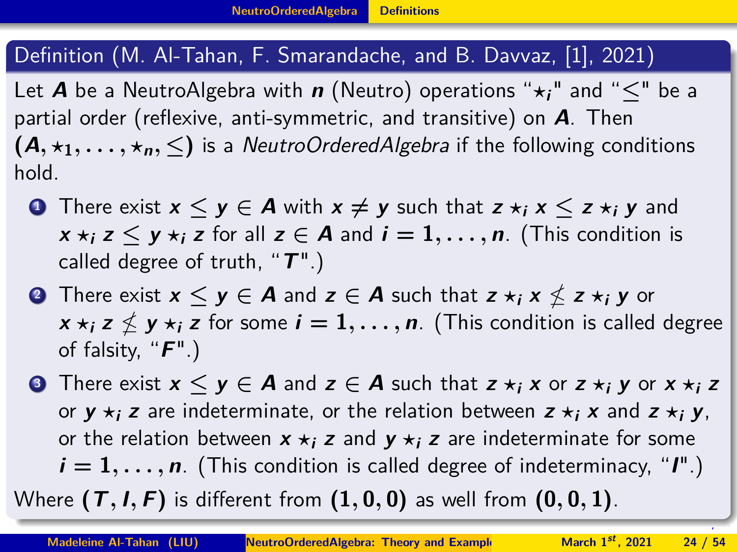## Definition (M. Al-Tahan, F. Smarandache, and B. Davvaz, [1], 2021)

Let $A$ be a NeutroAlgebra with $n$ (Neutro) operations "$\star_i$" and "$\leq$" be a partial order (reflexive, anti-symmetric, and transitive) on $A$. Then $(A, \star_1, \ldots, \star_n, \leq)$ is a *NeutroOrderedAlgebra* if the following conditions hold.

1. There exist $x \leq y \in A$ with $x \neq y$ such that $z \star_i x \leq z \star_i y$ and $x \star_i z \leq y \star_i z$ for all $z \in A$ and $i = 1, \ldots, n$. (This condition is called degree of truth, "$T$".)
2. There exist $x \leq y \in A$ and $z \in A$ such that $z \star_i x \nleq z \star_i y$ or $x \star_i z \nleq y \star_i z$ for some $i = 1, \ldots, n$. (This condition is called degree of falsity, "$F$".)
3. There exist $x \leq y \in A$ and $z \in A$ such that $z \star_i x$ or $z \star_i y$ or $x \star_i z$ or $y \star_i z$ are indeterminate, or the relation between $z \star_i x$ and $z \star_i y$, or the relation between $x \star_i z$ and $y \star_i z$ are indeterminate for some $i = 1, \ldots, n$. (This condition is called degree of indeterminacy, "$I$".)

Where $(T, I, F)$ is different from $(1, 0, 0)$ as well from $(0, 0, 1)$.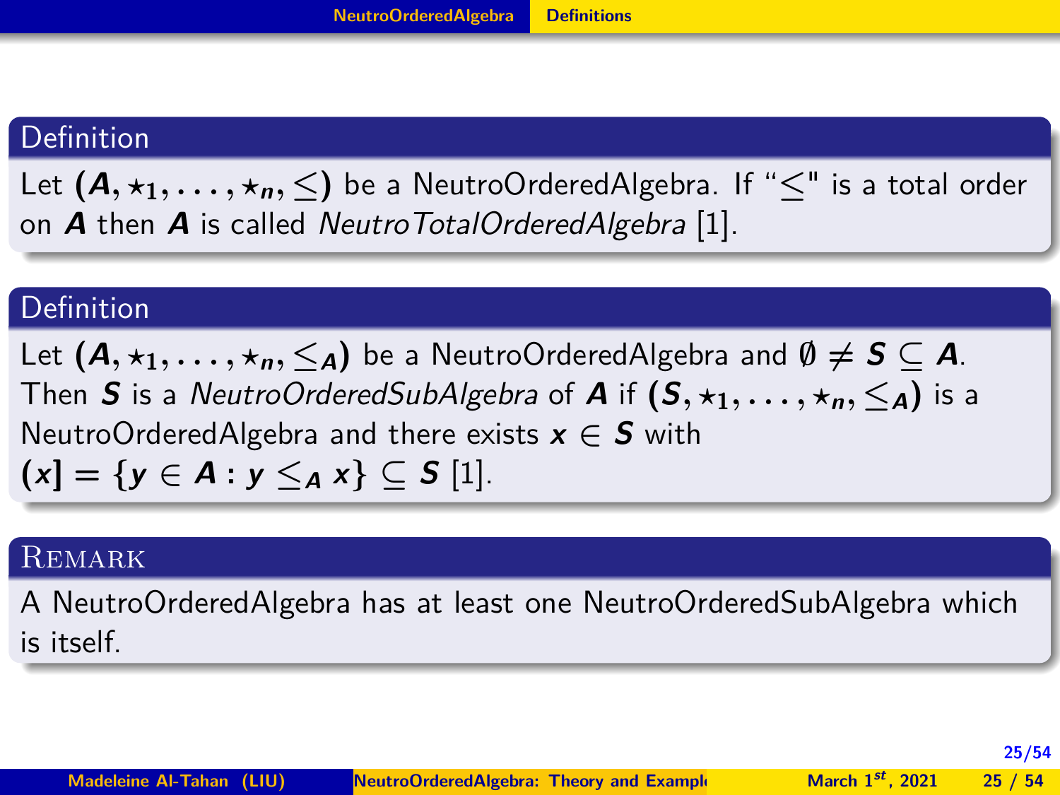### Definition

Let $(A, \star_1, \ldots, \star_n, \leq)$ be a NeutroOrderedAlgebra. If "$\leq$" is a total order on $A$ then $A$ is called *NeutroTotalOrderedAlgebra* [1].

### Definition

Let $(A, \star_1, \ldots, \star_n, \leq_A)$ be a NeutroOrderedAlgebra and $\emptyset \neq S \subseteq A$. Then $S$ is a *NeutroOrderedSubAlgebra* of $A$ if $(S, \star_1, \ldots, \star_n, \leq_A)$ is a NeutroOrderedAlgebra and there exists $x \in S$ with $(x] = \{y \in A : y \leq_A x\} \subseteq S$ [1].

### Remark

A NeutroOrderedAlgebra has at least one NeutroOrderedSubAlgebra which is itself.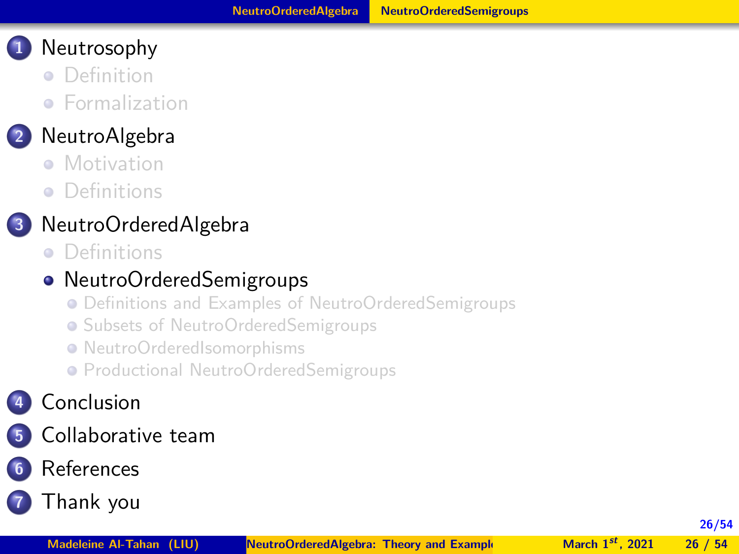1. Neutrosophy
   - Definition
   - Formalization
2. NeutroAlgebra
   - Motivation
   - Definitions
3. NeutroOrderedAlgebra
   - Definitions
   - NeutroOrderedSemigroups
     - Definitions and Examples of NeutroOrderedSemigroups
     - Subsets of NeutroOrderedSemigroups
     - NeutroOrderedIsomorphisms
     - Productional NeutroOrderedSemigroups
4. Conclusion
5. Collaborative team
6. References
7. Thank you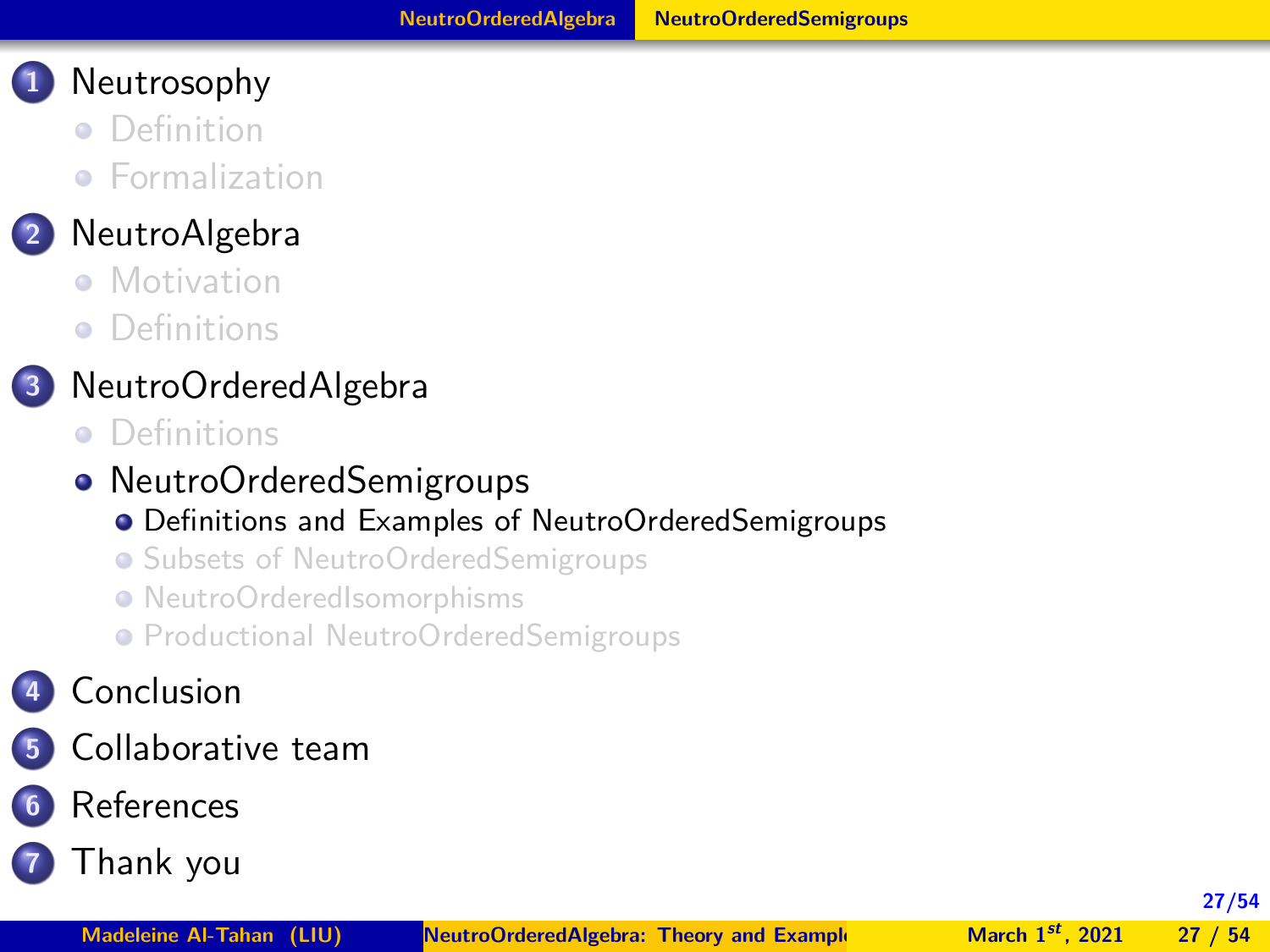1. Neutrosophy
   - Definition
   - Formalization
2. NeutroAlgebra
   - Motivation
   - Definitions
3. NeutroOrderedAlgebra
   - Definitions
   - NeutroOrderedSemigroups
     - Definitions and Examples of NeutroOrderedSemigroups
     - Subsets of NeutroOrderedSemigroups
     - NeutroOrderedIsomorphisms
     - Productional NeutroOrderedSemigroups
4. Conclusion
5. Collaborative team
6. References
7. Thank you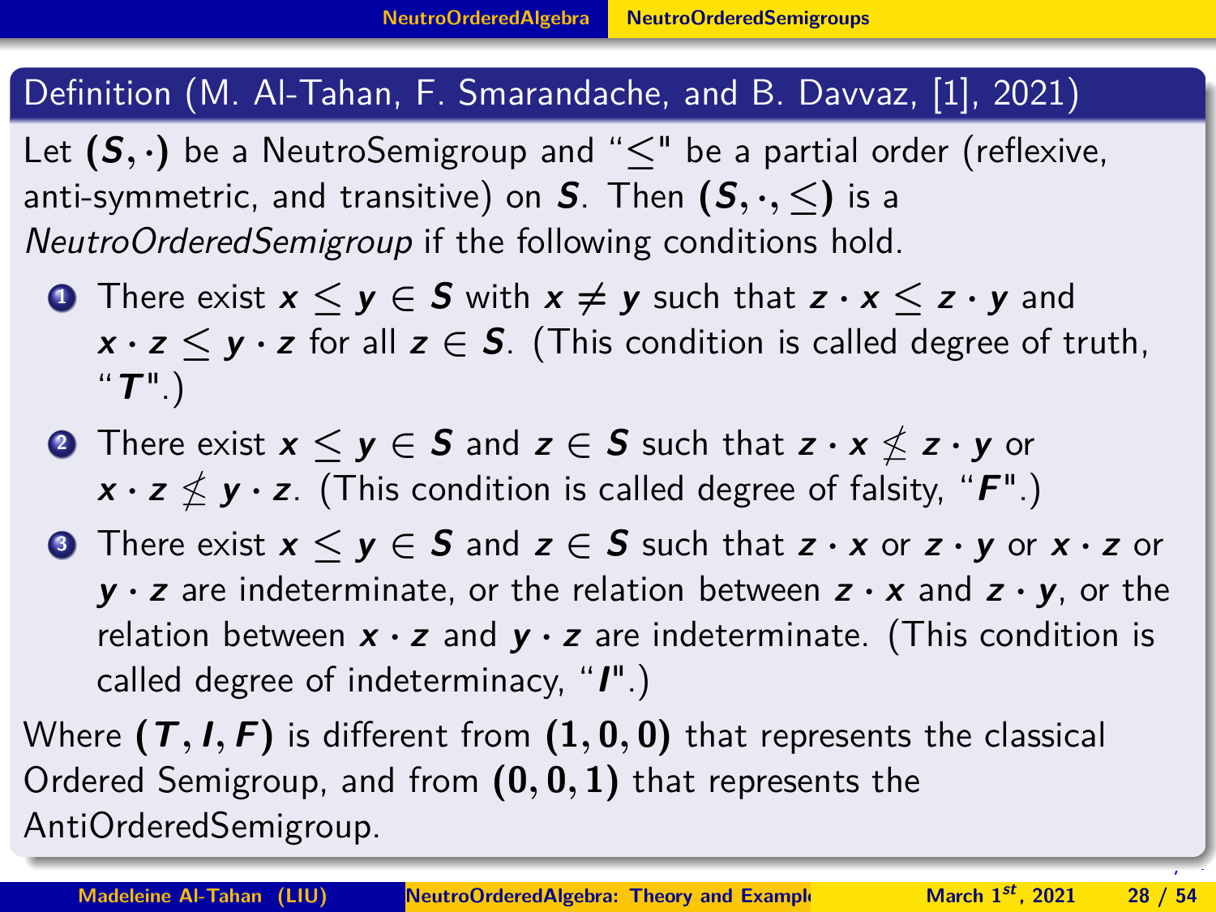**Definition (M. Al-Tahan, F. Smarandache, and B. Davvaz, [1], 2021)**

Let $(S, \cdot)$ be a NeutroSemigroup and "$\leq$" be a partial order (reflexive, anti-symmetric, and transitive) on $S$. Then $(S, \cdot, \leq)$ is a *NeutroOrderedSemigroup* if the following conditions hold.

1. There exist $x \leq y \in S$ with $x \neq y$ such that $z \cdot x \leq z \cdot y$ and $x \cdot z \leq y \cdot z$ for all $z \in S$. (This condition is called degree of truth, "$T$".)
2. There exist $x \leq y \in S$ and $z \in S$ such that $z \cdot x \nleq z \cdot y$ or $x \cdot z \nleq y \cdot z$. (This condition is called degree of falsity, "$F$".)
3. There exist $x \leq y \in S$ and $z \in S$ such that $z \cdot x$ or $z \cdot y$ or $x \cdot z$ or $y \cdot z$ are indeterminate, or the relation between $z \cdot x$ and $z \cdot y$, or the relation between $x \cdot z$ and $y \cdot z$ are indeterminate. (This condition is called degree of indeterminacy, "$I$".)

Where $(T, I, F)$ is different from $(1, 0, 0)$ that represents the classical Ordered Semigroup, and from $(0, 0, 1)$ that represents the AntiOrderedSemigroup.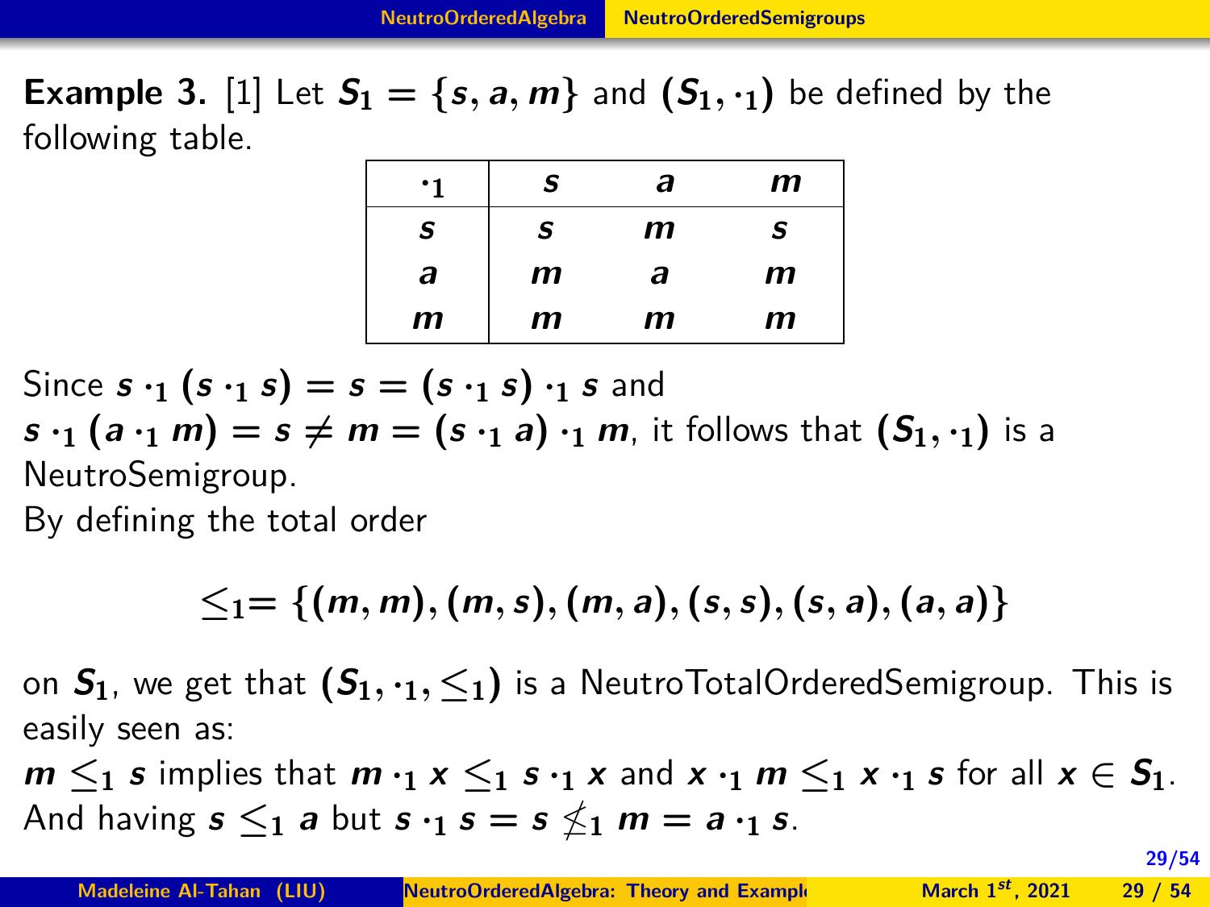**Example 3.** [1] Let $S_1 = \{s, a, m\}$ and $(S_1, \cdot_1)$ be defined by the following table.

| $\cdot_1$ | $s$ | $a$ | $m$ |
|---|---|---|---|
| $s$ | $s$ | $m$ | $s$ |
| $a$ | $m$ | $a$ | $m$ |
| $m$ | $m$ | $m$ | $m$ |

Since $s \cdot_1 (s \cdot_1 s) = s = (s \cdot_1 s) \cdot_1 s$ and $s \cdot_1 (a \cdot_1 m) = s \neq m = (s \cdot_1 a) \cdot_1 m$, it follows that $(S_1, \cdot_1)$ is a NeutroSemigroup.

By defining the total order

$$\leq_1 = \{(m, m), (m, s), (m, a), (s, s), (s, a), (a, a)\}$$

on $S_1$, we get that $(S_1, \cdot_1, \leq_1)$ is a NeutroTotalOrderedSemigroup. This is easily seen as:

$m \leq_1 s$ implies that $m \cdot_1 x \leq_1 s \cdot_1 x$ and $x \cdot_1 m \leq_1 x \cdot_1 s$ for all $x \in S_1$. And having $s \leq_1 a$ but $s \cdot_1 s = s \nleq_1 m = a \cdot_1 s$.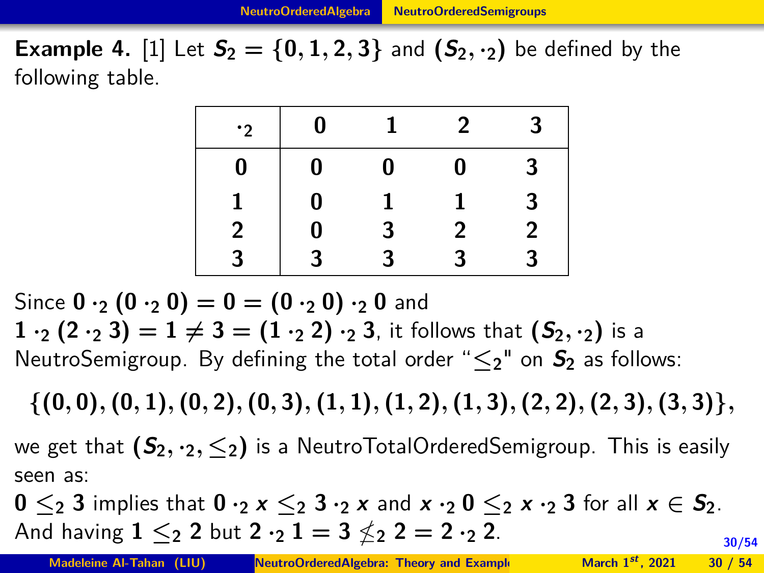**Example 4.** [1] Let $S_2 = \{0, 1, 2, 3\}$ and $(S_2, \cdot_2)$ be defined by the following table.

| $\cdot_2$ | 0 | 1 | 2 | 3 |
|---|---|---|---|---|
| 0 | 0 | 0 | 0 | 3 |
| 1 | 0 | 1 | 1 | 3 |
| 2 | 0 | 3 | 2 | 2 |
| 3 | 3 | 3 | 3 | 3 |

Since $0 \cdot_2 (0 \cdot_2 0) = 0 = (0 \cdot_2 0) \cdot_2 0$ and $1 \cdot_2 (2 \cdot_2 3) = 1 \neq 3 = (1 \cdot_2 2) \cdot_2 3$, it follows that $(S_2, \cdot_2)$ is a NeutroSemigroup. By defining the total order "$\leq_2$" on $S_2$ as follows:

$$\{(0,0),(0,1),(0,2),(0,3),(1,1),(1,2),(1,3),(2,2),(2,3),(3,3)\},$$

we get that $(S_2, \cdot_2, \leq_2)$ is a NeutroTotalOrderedSemigroup. This is easily seen as:

$0 \leq_2 3$ implies that $0 \cdot_2 x \leq_2 3 \cdot_2 x$ and $x \cdot_2 0 \leq_2 x \cdot_2 3$ for all $x \in S_2$. And having $1 \leq_2 2$ but $2 \cdot_2 1 = 3 \not\leq_2 2 = 2 \cdot_2 2$.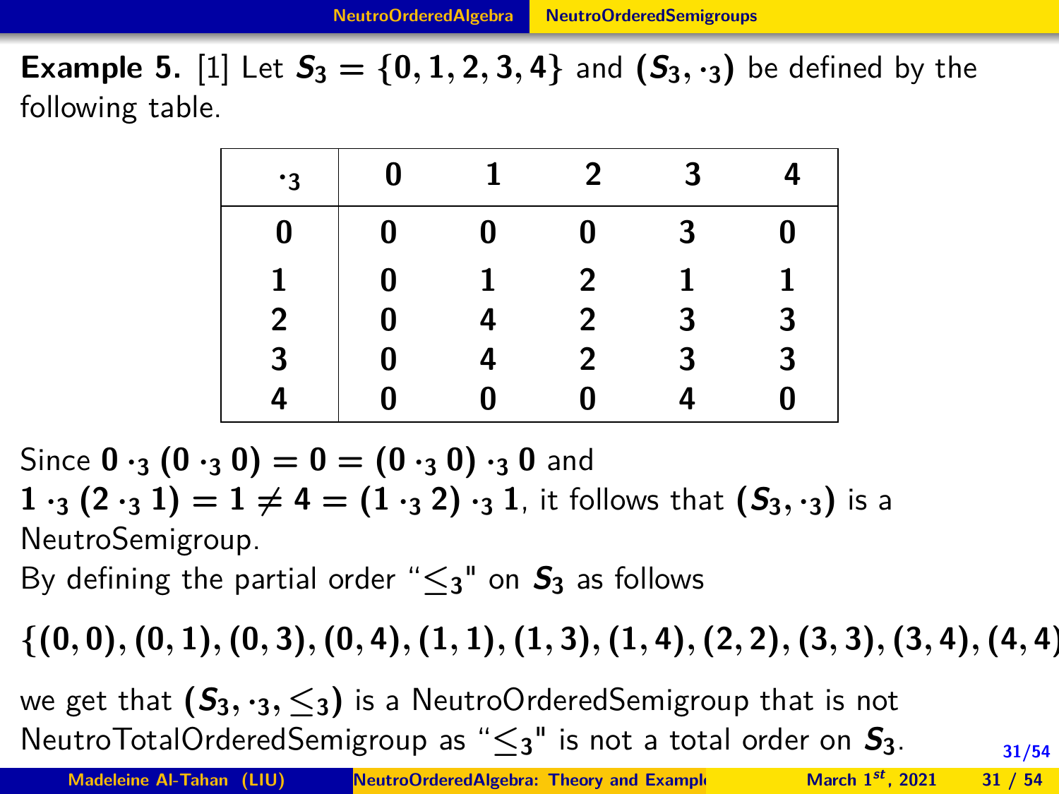**Example 5.** [1] Let $S_3 = \{0, 1, 2, 3, 4\}$ and $(S_3, \cdot_3)$ be defined by the following table.

| $\cdot_3$ | 0 | 1 | 2 | 3 | 4 |
|---|---|---|---|---|---|
| 0 | 0 | 0 | 0 | 3 | 0 |
| 1 | 0 | 1 | 2 | 1 | 1 |
| 2 | 0 | 4 | 2 | 3 | 3 |
| 3 | 0 | 4 | 2 | 3 | 3 |
| 4 | 0 | 0 | 0 | 4 | 0 |

Since $0 \cdot_3 (0 \cdot_3 0) = 0 = (0 \cdot_3 0) \cdot_3 0$ and $1 \cdot_3 (2 \cdot_3 1) = 1 \neq 4 = (1 \cdot_3 2) \cdot_3 1$, it follows that $(S_3, \cdot_3)$ is a NeutroSemigroup.

By defining the partial order "$\leq_3$" on $S_3$ as follows

$$\{(0,0),(0,1),(0,3),(0,4),(1,1),(1,3),(1,4),(2,2),(3,3),(3,4),(4,4)$$

we get that $(S_3, \cdot_3, \leq_3)$ is a NeutroOrderedSemigroup that is not NeutroTotalOrderedSemigroup as "$\leq_3$" is not a total order on $S_3$.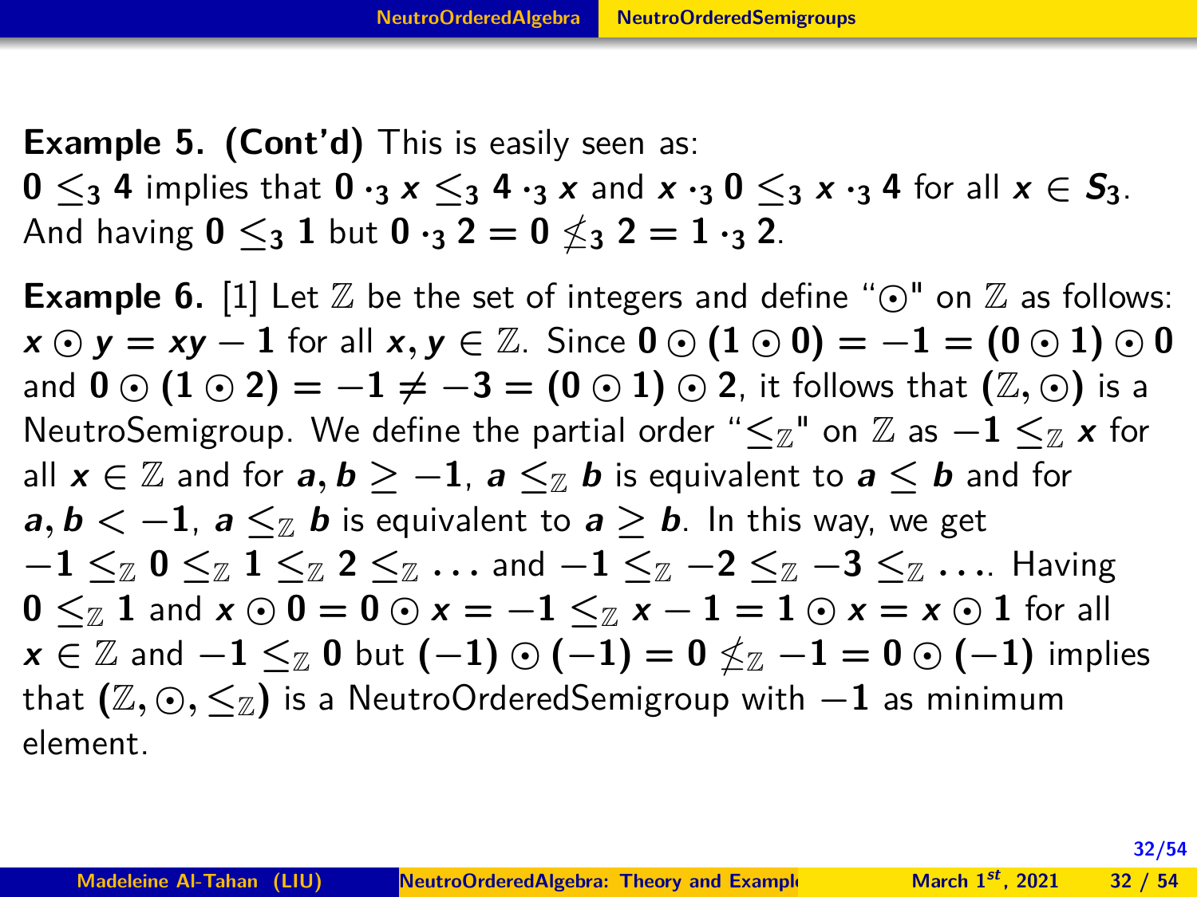**Example 5. (Cont'd)** This is easily seen as:
$\mathbf{0} \leq_3 \mathbf{4}$ implies that $\mathbf{0} \cdot_3 \boldsymbol{x} \leq_3 \mathbf{4} \cdot_3 \boldsymbol{x}$ and $\boldsymbol{x} \cdot_3 \mathbf{0} \leq_3 \boldsymbol{x} \cdot_3 \mathbf{4}$ for all $\boldsymbol{x} \in \boldsymbol{S_3}$.
And having $\mathbf{0} \leq_3 \mathbf{1}$ but $\mathbf{0} \cdot_3 \mathbf{2} = \mathbf{0} \not\leq_3 \mathbf{2} = \mathbf{1} \cdot_3 \mathbf{2}$.

**Example 6.** [1] Let $\mathbb{Z}$ be the set of integers and define "$\odot$" on $\mathbb{Z}$ as follows: $\boldsymbol{x} \odot \boldsymbol{y} = \boldsymbol{xy} - \mathbf{1}$ for all $\boldsymbol{x}, \boldsymbol{y} \in \mathbb{Z}$. Since $\mathbf{0} \odot (\mathbf{1} \odot \mathbf{0}) = -\mathbf{1} = (\mathbf{0} \odot \mathbf{1}) \odot \mathbf{0}$ and $\mathbf{0} \odot (\mathbf{1} \odot \mathbf{2}) = -\mathbf{1} \neq -\mathbf{3} = (\mathbf{0} \odot \mathbf{1}) \odot \mathbf{2}$, it follows that $(\mathbb{Z}, \odot)$ is a NeutroSemigroup. We define the partial order "$\leq_{\mathbb{Z}}$" on $\mathbb{Z}$ as $-\mathbf{1} \leq_{\mathbb{Z}} \boldsymbol{x}$ for all $\boldsymbol{x} \in \mathbb{Z}$ and for $\boldsymbol{a}, \boldsymbol{b} \geq -\mathbf{1}$, $\boldsymbol{a} \leq_{\mathbb{Z}} \boldsymbol{b}$ is equivalent to $\boldsymbol{a} \leq \boldsymbol{b}$ and for $\boldsymbol{a}, \boldsymbol{b} < -\mathbf{1}$, $\boldsymbol{a} \leq_{\mathbb{Z}} \boldsymbol{b}$ is equivalent to $\boldsymbol{a} \geq \boldsymbol{b}$. In this way, we get $-\mathbf{1} \leq_{\mathbb{Z}} \mathbf{0} \leq_{\mathbb{Z}} \mathbf{1} \leq_{\mathbb{Z}} \mathbf{2} \leq_{\mathbb{Z}} \ldots$ and $-\mathbf{1} \leq_{\mathbb{Z}} -\mathbf{2} \leq_{\mathbb{Z}} -\mathbf{3} \leq_{\mathbb{Z}} \ldots$. Having $\mathbf{0} \leq_{\mathbb{Z}} \mathbf{1}$ and $\boldsymbol{x} \odot \mathbf{0} = \mathbf{0} \odot \boldsymbol{x} = -\mathbf{1} \leq_{\mathbb{Z}} \boldsymbol{x} - \mathbf{1} = \mathbf{1} \odot \boldsymbol{x} = \boldsymbol{x} \odot \mathbf{1}$ for all $\boldsymbol{x} \in \mathbb{Z}$ and $-\mathbf{1} \leq_{\mathbb{Z}} \mathbf{0}$ but $(-\mathbf{1}) \odot (-\mathbf{1}) = \mathbf{0} \not\leq_{\mathbb{Z}} -\mathbf{1} = \mathbf{0} \odot (-\mathbf{1})$ implies that $(\mathbb{Z}, \odot, \leq_{\mathbb{Z}})$ is a NeutroOrderedSemigroup with $-\mathbf{1}$ as minimum element.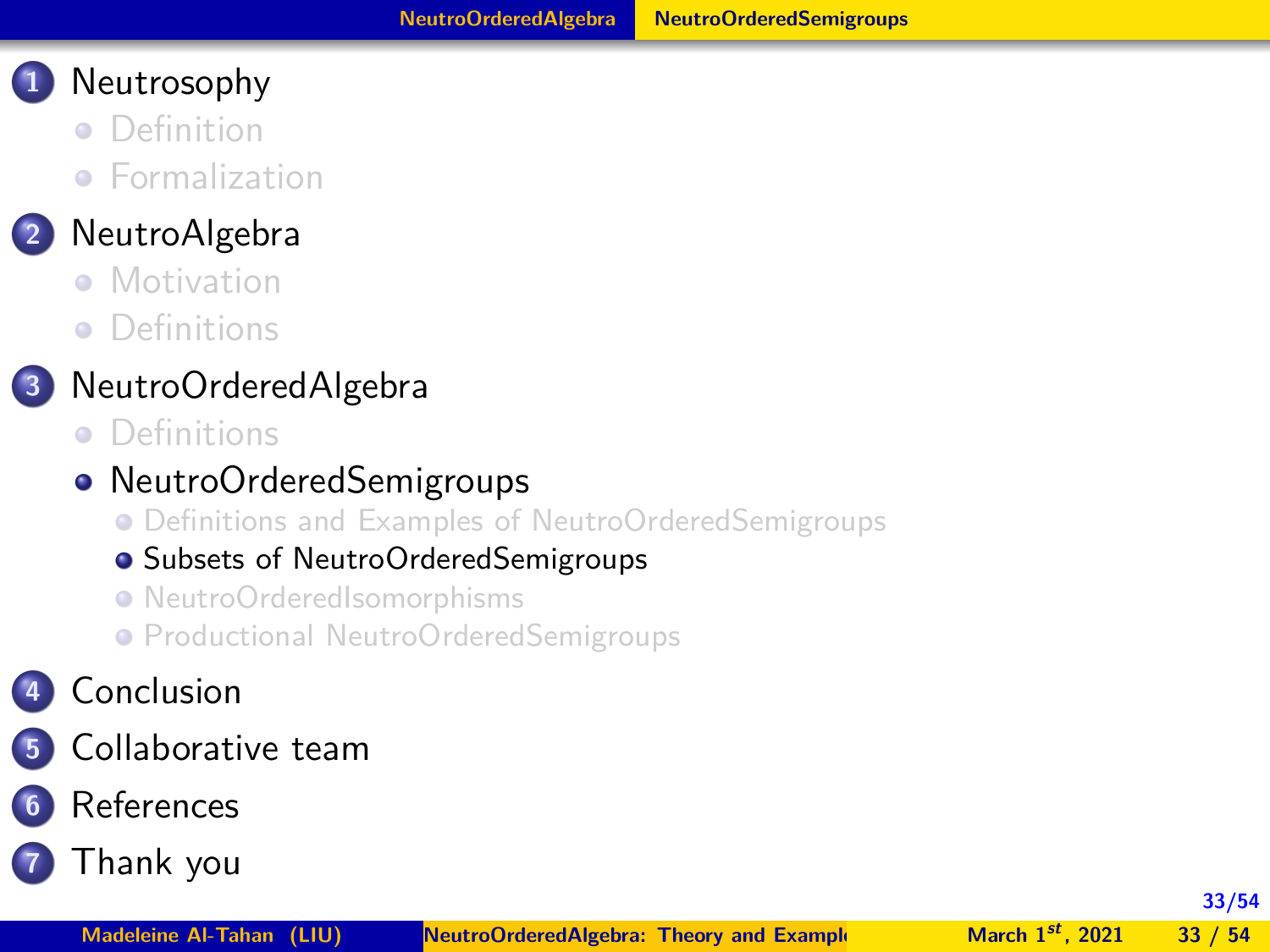1. Neutrosophy
   - Definition
   - Formalization
2. NeutroAlgebra
   - Motivation
   - Definitions
3. NeutroOrderedAlgebra
   - Definitions
   - **NeutroOrderedSemigroups**
     - Definitions and Examples of NeutroOrderedSemigroups
     - **Subsets of NeutroOrderedSemigroups**
     - NeutroOrderedIsomorphisms
     - Productional NeutroOrderedSemigroups
4. Conclusion
5. Collaborative team
6. References
7. Thank you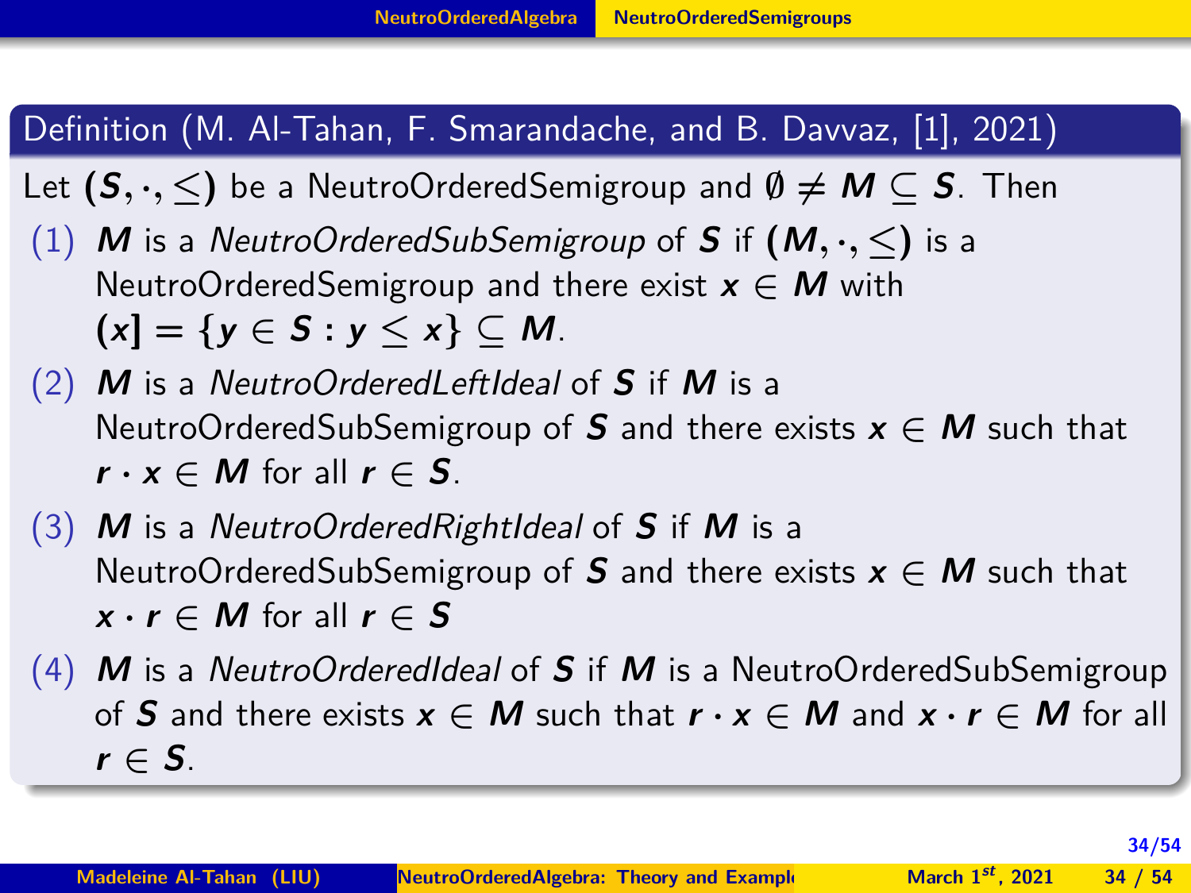**Definition (M. Al-Tahan, F. Smarandache, and B. Davvaz, [1], 2021)**

Let $(S, \cdot, \leq)$ be a NeutroOrderedSemigroup and $\emptyset \neq M \subseteq S$. Then

1. $M$ is a *NeutroOrderedSubSemigroup* of $S$ if $(M, \cdot, \leq)$ is a NeutroOrderedSemigroup and there exist $x \in M$ with $(x] = \{y \in S : y \leq x\} \subseteq M$.
2. $M$ is a *NeutroOrderedLeftIdeal* of $S$ if $M$ is a NeutroOrderedSubSemigroup of $S$ and there exists $x \in M$ such that $r \cdot x \in M$ for all $r \in S$.
3. $M$ is a *NeutroOrderedRightIdeal* of $S$ if $M$ is a NeutroOrderedSubSemigroup of $S$ and there exists $x \in M$ such that $x \cdot r \in M$ for all $r \in S$
4. $M$ is a *NeutroOrderedIdeal* of $S$ if $M$ is a NeutroOrderedSubSemigroup of $S$ and there exists $x \in M$ such that $r \cdot x \in M$ and $x \cdot r \in M$ for all $r \in S$.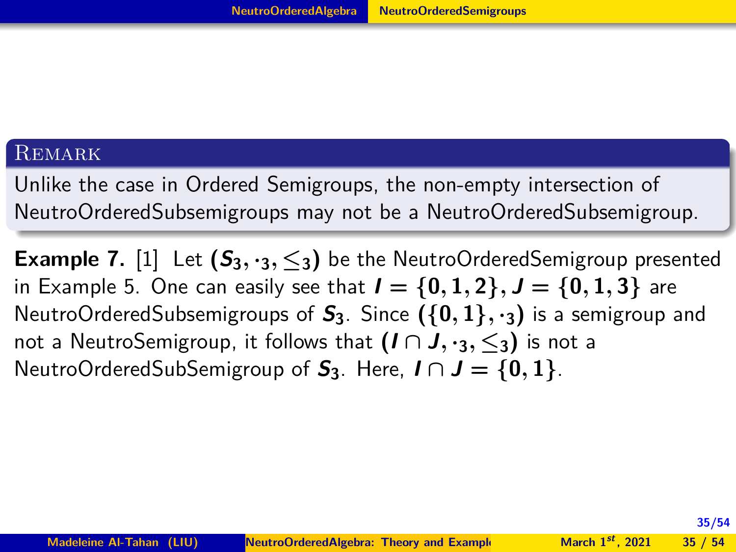**Remark**

Unlike the case in Ordered Semigroups, the non-empty intersection of NeutroOrderedSubsemigroups may not be a NeutroOrderedSubsemigroup.

**Example 7.** [1] Let $(S_3, \cdot_3, \leq_3)$ be the NeutroOrderedSemigroup presented in Example 5. One can easily see that $I = \{0, 1, 2\}$, $J = \{0, 1, 3\}$ are NeutroOrderedSubsemigroups of $S_3$. Since $(\{0, 1\}, \cdot_3)$ is a semigroup and not a NeutroSemigroup, it follows that $(I \cap J, \cdot_3, \leq_3)$ is not a NeutroOrderedSubSemigroup of $S_3$. Here, $I \cap J = \{0, 1\}$.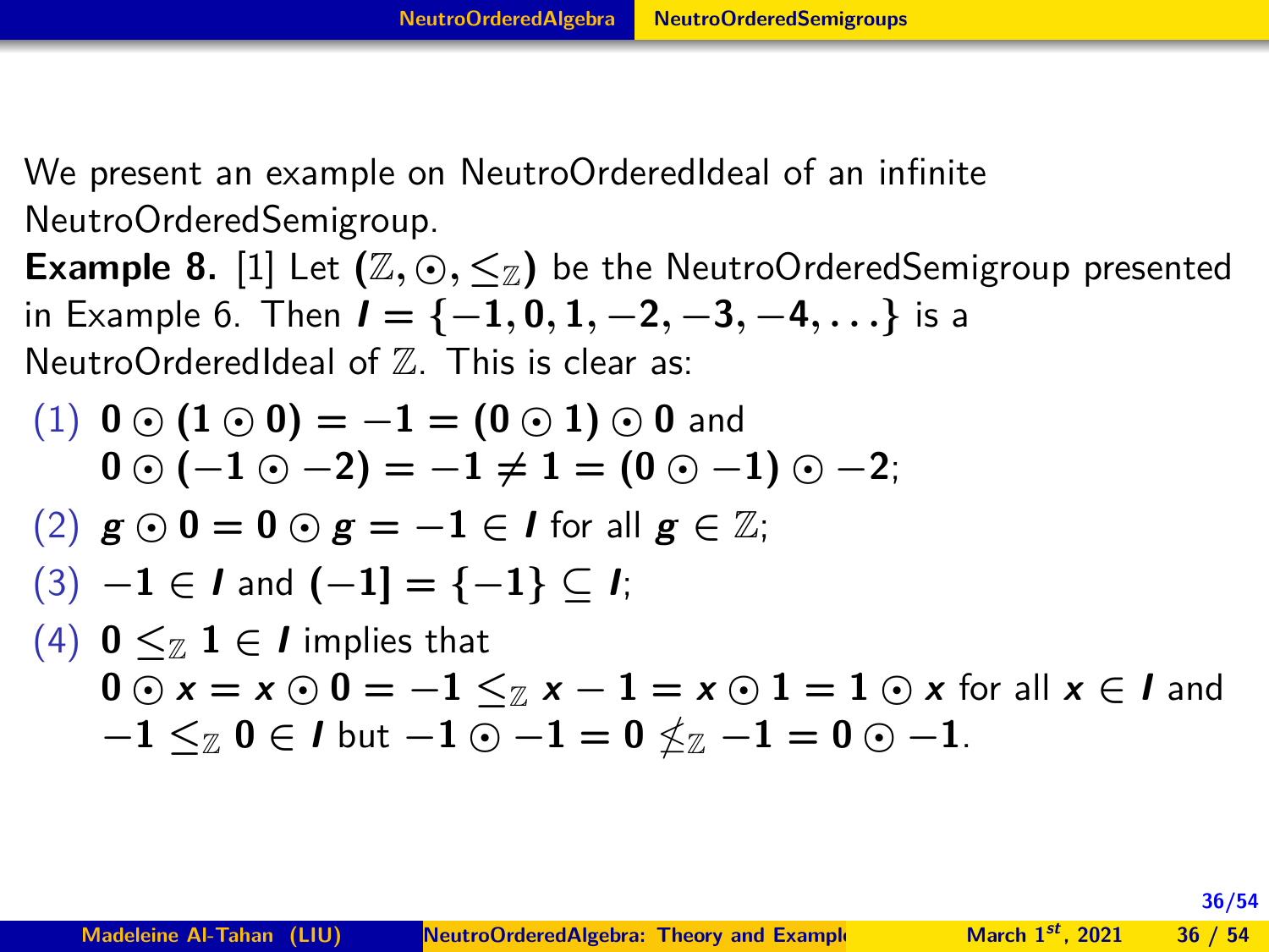We present an example on NeutroOrderedIdeal of an infinite NeutroOrderedSemigroup.

**Example 8.** [1] Let $(\mathbb{Z}, \odot, \leq_{\mathbb{Z}})$ be the NeutroOrderedSemigroup presented in Example 6. Then $I = \{-1, 0, 1, -2, -3, -4, \ldots\}$ is a NeutroOrderedIdeal of $\mathbb{Z}$. This is clear as:

1. $0 \odot (1 \odot 0) = -1 = (0 \odot 1) \odot 0$ and $0 \odot (-1 \odot -2) = -1 \neq 1 = (0 \odot -1) \odot -2$;
2. $g \odot 0 = 0 \odot g = -1 \in I$ for all $g \in \mathbb{Z}$;
3. $-1 \in I$ and $(-1] = \{-1\} \subseteq I$;
4. $0 \leq_{\mathbb{Z}} 1 \in I$ implies that $0 \odot x = x \odot 0 = -1 \leq_{\mathbb{Z}} x - 1 = x \odot 1 = 1 \odot x$ for all $x \in I$ and $-1 \leq_{\mathbb{Z}} 0 \in I$ but $-1 \odot -1 = 0 \not\leq_{\mathbb{Z}} -1 = 0 \odot -1$.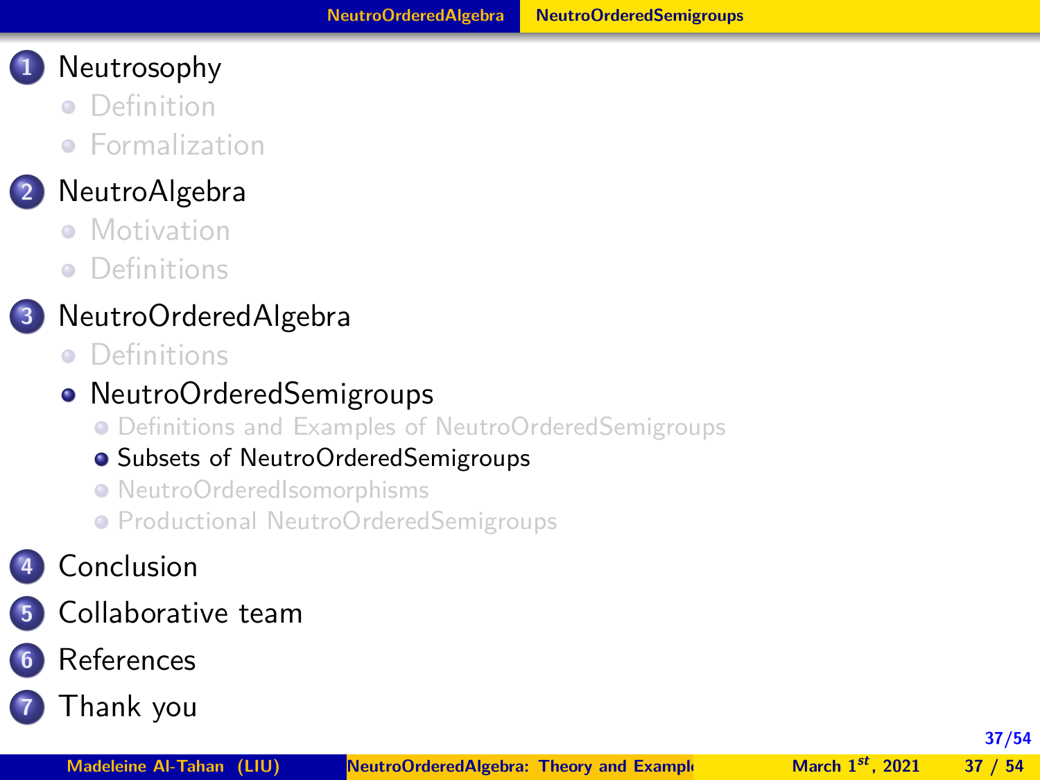1. Neutrosophy
   - Definition
   - Formalization
2. NeutroAlgebra
   - Motivation
   - Definitions
3. NeutroOrderedAlgebra
   - Definitions
   - NeutroOrderedSemigroups
     - Definitions and Examples of NeutroOrderedSemigroups
     - Subsets of NeutroOrderedSemigroups
     - NeutroOrderedIsomorphisms
     - Productional NeutroOrderedSemigroups
4. Conclusion
5. Collaborative team
6. References
7. Thank you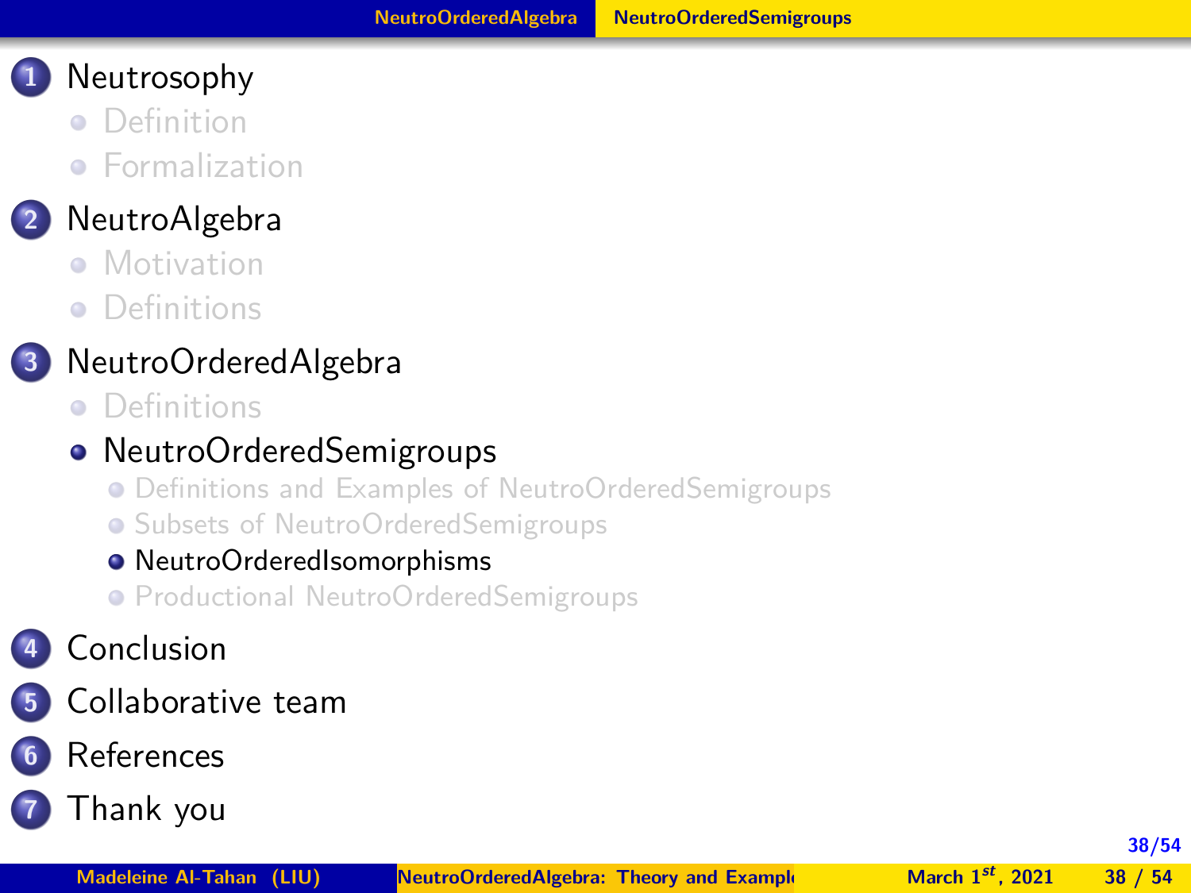1. Neutrosophy
   - Definition
   - Formalization
2. NeutroAlgebra
   - Motivation
   - Definitions
3. NeutroOrderedAlgebra
   - Definitions
   - NeutroOrderedSemigroups
     - Definitions and Examples of NeutroOrderedSemigroups
     - Subsets of NeutroOrderedSemigroups
     - NeutroOrderedIsomorphisms
     - Productional NeutroOrderedSemigroups
4. Conclusion
5. Collaborative team
6. References
7. Thank you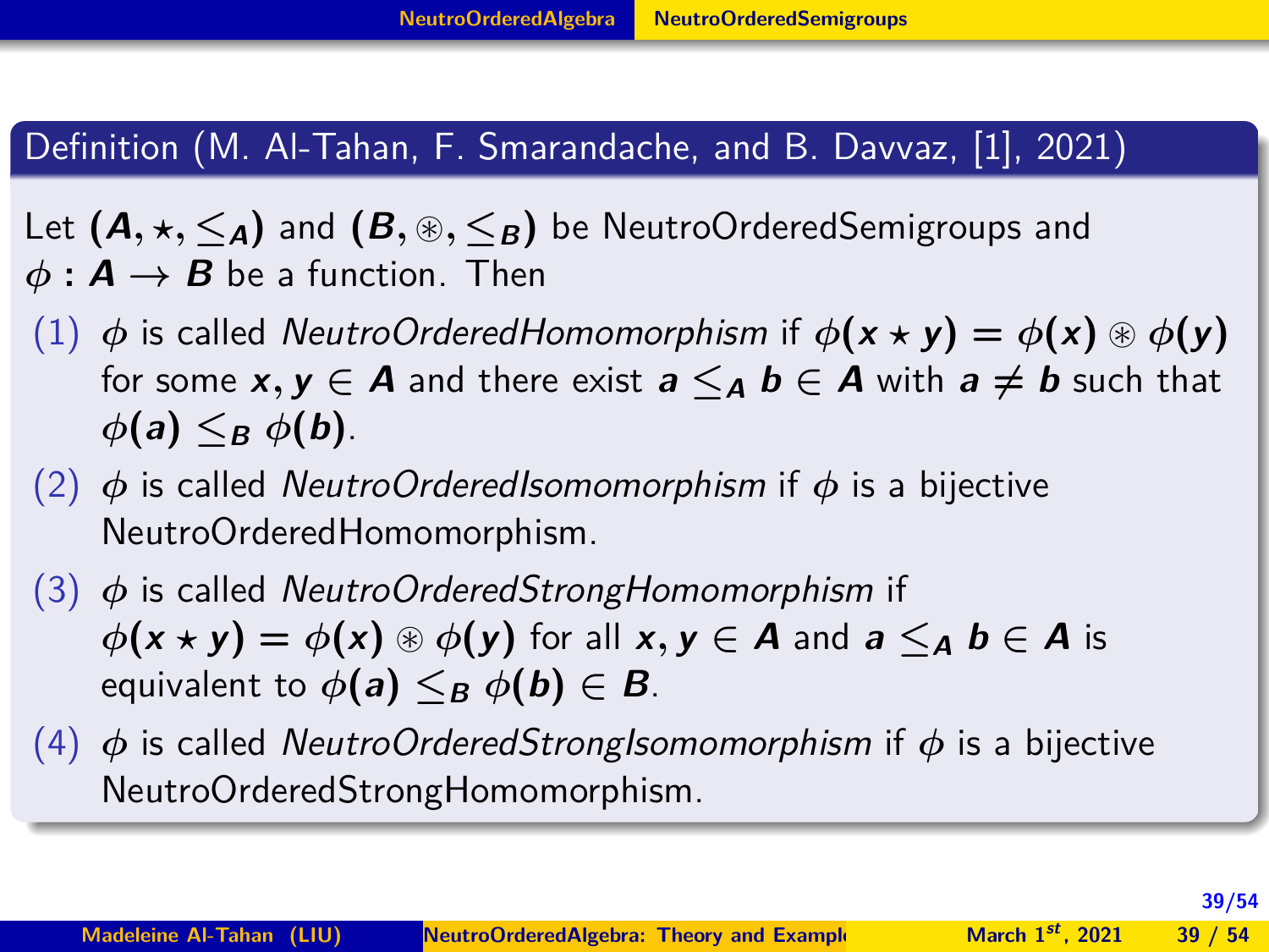### Definition (M. Al-Tahan, F. Smarandache, and B. Davvaz, [1], 2021)

Let $(A, \star, \leq_A)$ and $(B, \circledast, \leq_B)$ be NeutroOrderedSemigroups and $\phi : A \rightarrow B$ be a function. Then

1. $\phi$ is called *NeutroOrderedHomomorphism* if $\phi(x \star y) = \phi(x) \circledast \phi(y)$ for some $x, y \in A$ and there exist $a \leq_A b \in A$ with $a \neq b$ such that $\phi(a) \leq_B \phi(b)$.
2. $\phi$ is called *NeutroOrderedIsomomorphism* if $\phi$ is a bijective NeutroOrderedHomomorphism.
3. $\phi$ is called *NeutroOrderedStrongHomomorphism* if $\phi(x \star y) = \phi(x) \circledast \phi(y)$ for all $x, y \in A$ and $a \leq_A b \in A$ is equivalent to $\phi(a) \leq_B \phi(b) \in B$.
4. $\phi$ is called *NeutroOrderedStrongIsomomorphism* if $\phi$ is a bijective NeutroOrderedStrongHomomorphism.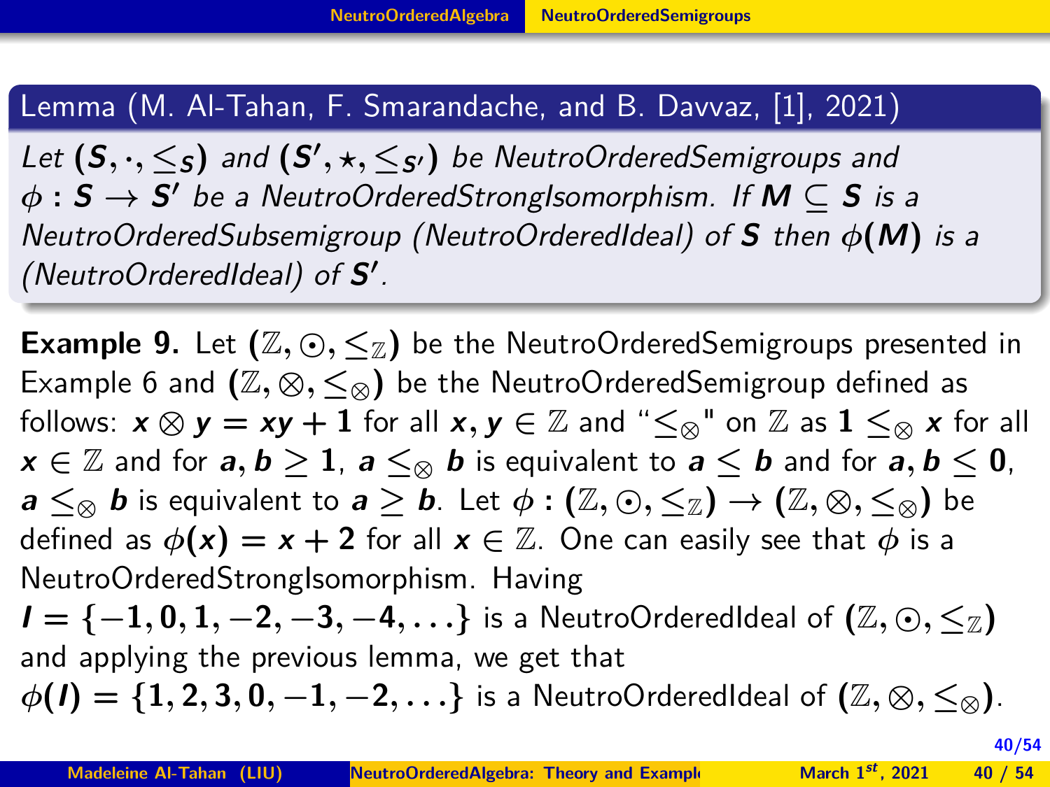**Lemma (M. Al-Tahan, F. Smarandache, and B. Davvaz, [1], 2021)**

*Let $(S, \cdot, \leq_S)$ and $(S', \star, \leq_{S'})$ be NeutroOrderedSemigroups and $\phi : S \to S'$ be a NeutroOrderedStrongIsomorphism. If $M \subseteq S$ is a NeutroOrderedSubsemigroup (NeutroOrderedIdeal) of $S$ then $\phi(M)$ is a (NeutroOrderedIdeal) of $S'$.*

**Example 9.** Let $(\mathbb{Z}, \odot, \leq_{\mathbb{Z}})$ be the NeutroOrderedSemigroups presented in Example 6 and $(\mathbb{Z}, \otimes, \leq_{\otimes})$ be the NeutroOrderedSemigroup defined as follows: $x \otimes y = xy + 1$ for all $x, y \in \mathbb{Z}$ and "$\leq_{\otimes}$" on $\mathbb{Z}$ as $1 \leq_{\otimes} x$ for all $x \in \mathbb{Z}$ and for $a, b \geq 1$, $a \leq_{\otimes} b$ is equivalent to $a \leq b$ and for $a, b \leq 0$, $a \leq_{\otimes} b$ is equivalent to $a \geq b$. Let $\phi : (\mathbb{Z}, \odot, \leq_{\mathbb{Z}}) \to (\mathbb{Z}, \otimes, \leq_{\otimes})$ be defined as $\phi(x) = x + 2$ for all $x \in \mathbb{Z}$. One can easily see that $\phi$ is a NeutroOrderedStrongIsomorphism. Having $I = \{-1, 0, 1, -2, -3, -4, \ldots\}$ is a NeutroOrderedIdeal of $(\mathbb{Z}, \odot, \leq_{\mathbb{Z}})$ and applying the previous lemma, we get that $\phi(I) = \{1, 2, 3, 0, -1, -2, \ldots\}$ is a NeutroOrderedIdeal of $(\mathbb{Z}, \otimes, \leq_{\otimes})$.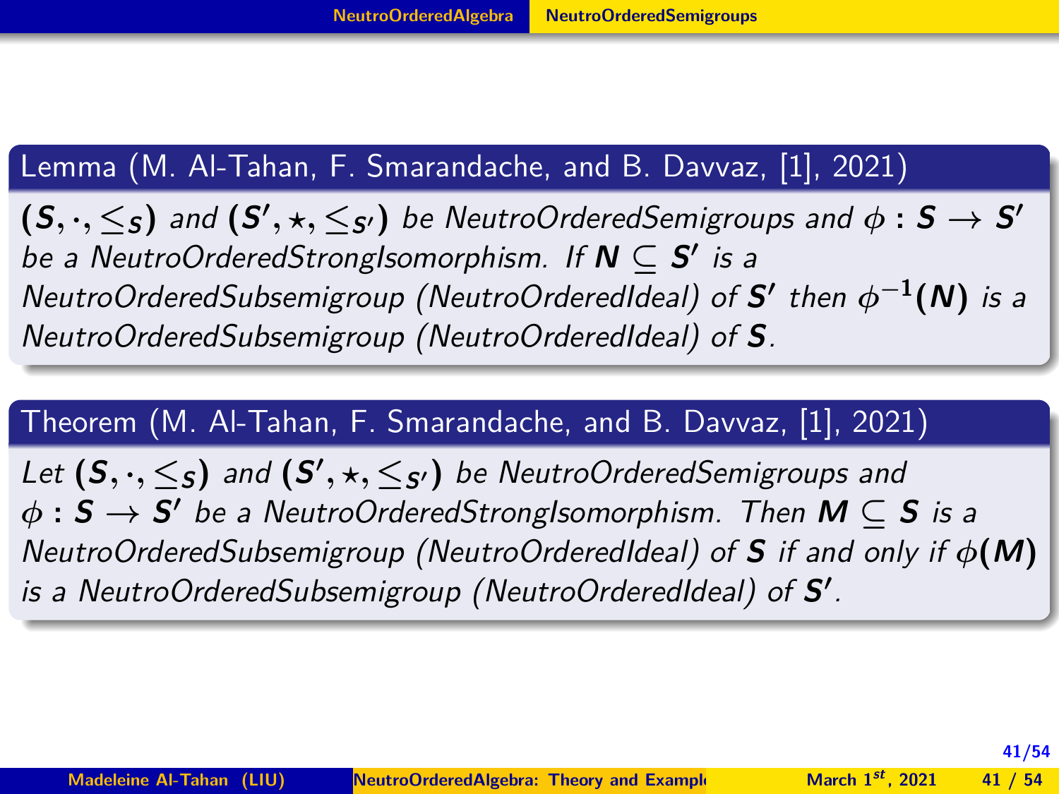**Lemma (M. Al-Tahan, F. Smarandache, and B. Davvaz, [1], 2021)**

$(S, \cdot, \leq_S)$ *and* $(S', \star, \leq_{S'})$ *be NeutroOrderedSemigroups and* $\phi : S \to S'$ *be a NeutroOrderedStrongIsomorphism. If* $N \subseteq S'$ *is a NeutroOrderedSubsemigroup (NeutroOrderedIdeal) of* $S'$ *then* $\phi^{-1}(N)$ *is a NeutroOrderedSubsemigroup (NeutroOrderedIdeal) of* $S$*.*

**Theorem (M. Al-Tahan, F. Smarandache, and B. Davvaz, [1], 2021)**

*Let* $(S, \cdot, \leq_S)$ *and* $(S', \star, \leq_{S'})$ *be NeutroOrderedSemigroups and* $\phi : S \to S'$ *be a NeutroOrderedStrongIsomorphism. Then* $M \subseteq S$ *is a NeutroOrderedSubsemigroup (NeutroOrderedIdeal) of* $S$ *if and only if* $\phi(M)$ *is a NeutroOrderedSubsemigroup (NeutroOrderedIdeal) of* $S'$*.*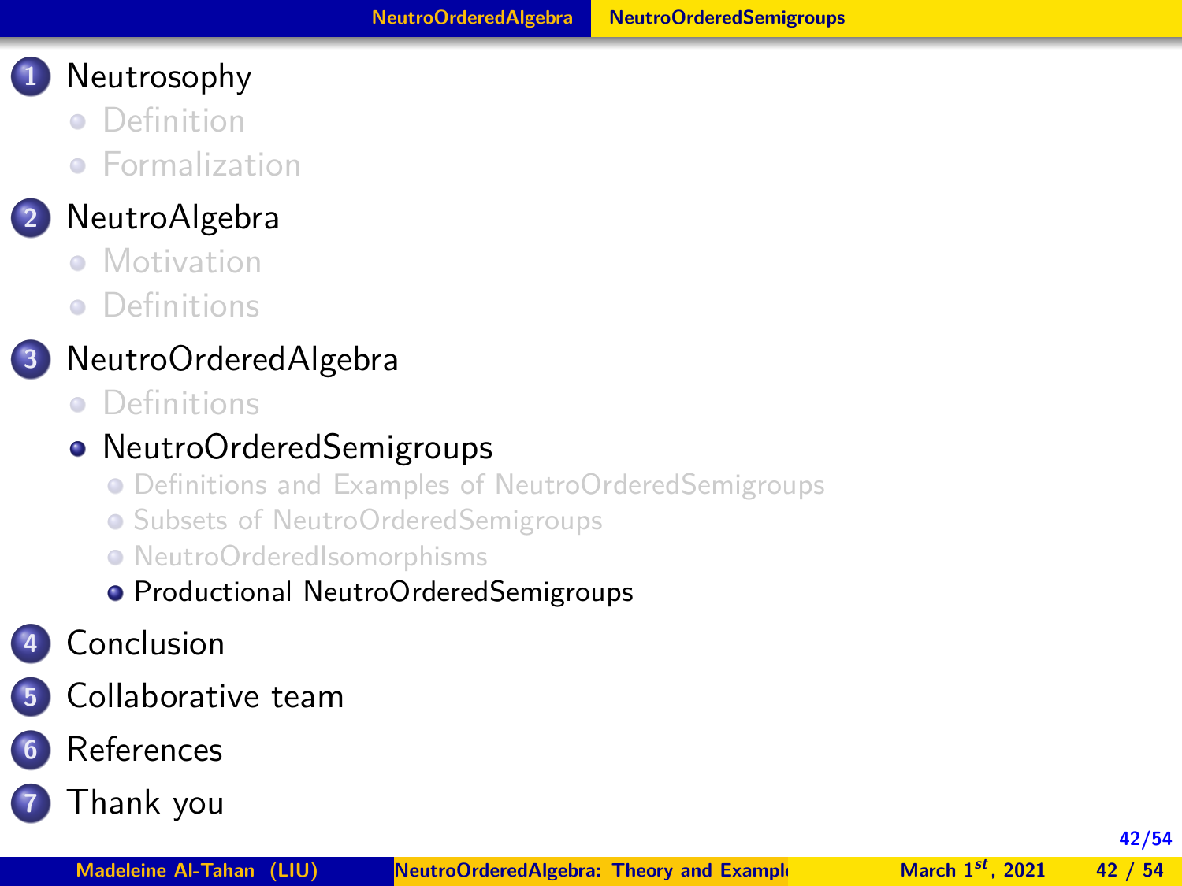1. Neutrosophy
   - Definition
   - Formalization
2. NeutroAlgebra
   - Motivation
   - Definitions
3. NeutroOrderedAlgebra
   - Definitions
   - NeutroOrderedSemigroups
     - Definitions and Examples of NeutroOrderedSemigroups
     - Subsets of NeutroOrderedSemigroups
     - NeutroOrderedIsomorphisms
     - Productional NeutroOrderedSemigroups
4. Conclusion
5. Collaborative team
6. References
7. Thank you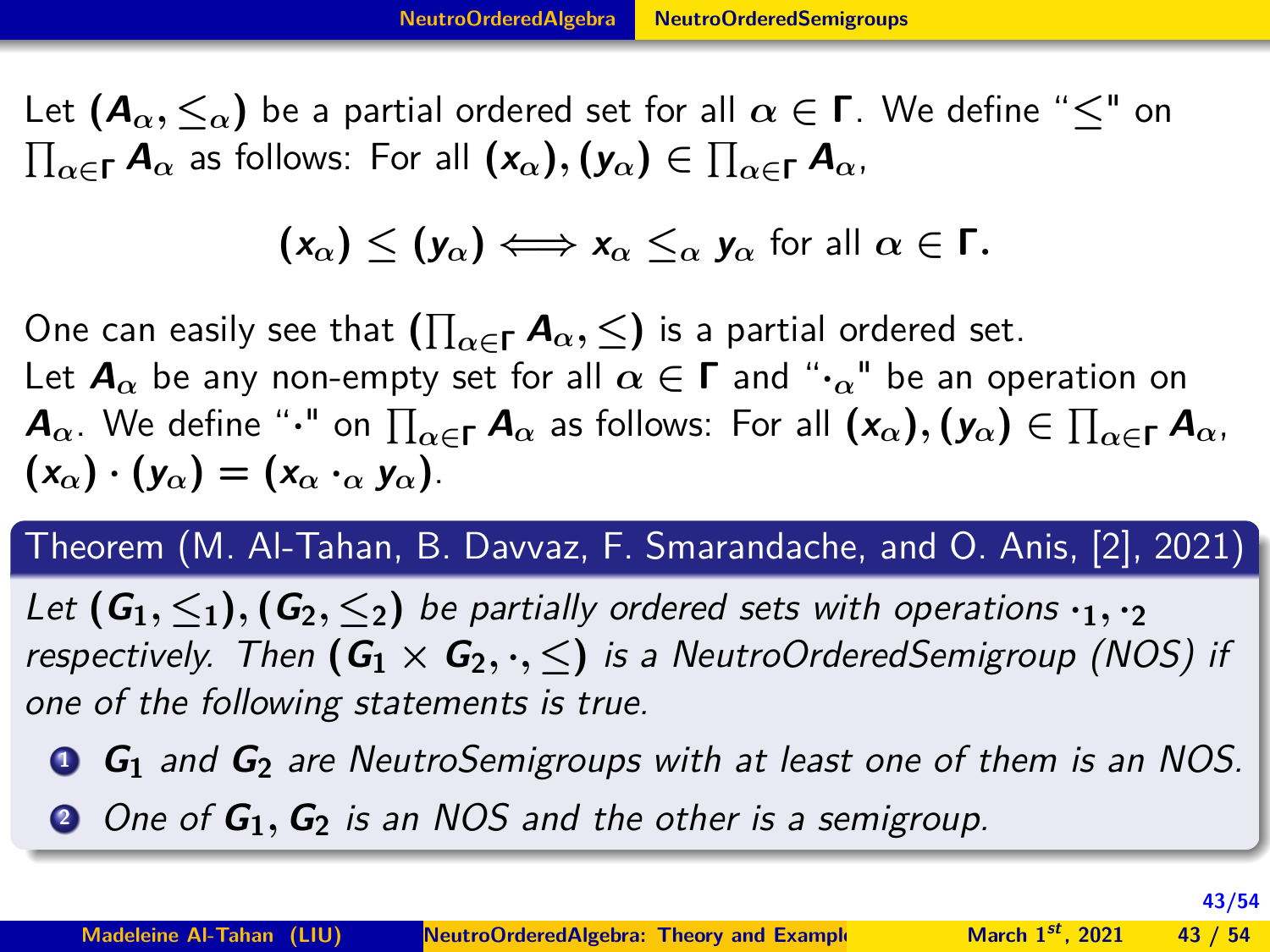Let $(A_\alpha, \leq_\alpha)$ be a partial ordered set for all $\alpha \in \Gamma$. We define "$\leq$" on $\prod_{\alpha \in \Gamma} A_\alpha$ as follows: For all $(x_\alpha), (y_\alpha) \in \prod_{\alpha \in \Gamma} A_\alpha$,

$$(x_\alpha) \leq (y_\alpha) \Longleftrightarrow x_\alpha \leq_\alpha y_\alpha \text{ for all } \alpha \in \Gamma.$$

One can easily see that $(\prod_{\alpha \in \Gamma} A_\alpha, \leq)$ is a partial ordered set.
Let $A_\alpha$ be any non-empty set for all $\alpha \in \Gamma$ and "$\cdot_\alpha$" be an operation on $A_\alpha$. We define "$\cdot$" on $\prod_{\alpha \in \Gamma} A_\alpha$ as follows: For all $(x_\alpha), (y_\alpha) \in \prod_{\alpha \in \Gamma} A_\alpha$, $(x_\alpha) \cdot (y_\alpha) = (x_\alpha \cdot_\alpha y_\alpha)$.

**Theorem (M. Al-Tahan, B. Davvaz, F. Smarandache, and O. Anis, [2], 2021)**

*Let $(G_1, \leq_1), (G_2, \leq_2)$ be partially ordered sets with operations $\cdot_1, \cdot_2$ respectively. Then $(G_1 \times G_2, \cdot, \leq)$ is a NeutroOrderedSemigroup (NOS) if one of the following statements is true.*

1. *$G_1$ and $G_2$ are NeutroSemigroups with at least one of them is an NOS.*
2. *One of $G_1, G_2$ is an NOS and the other is a semigroup.*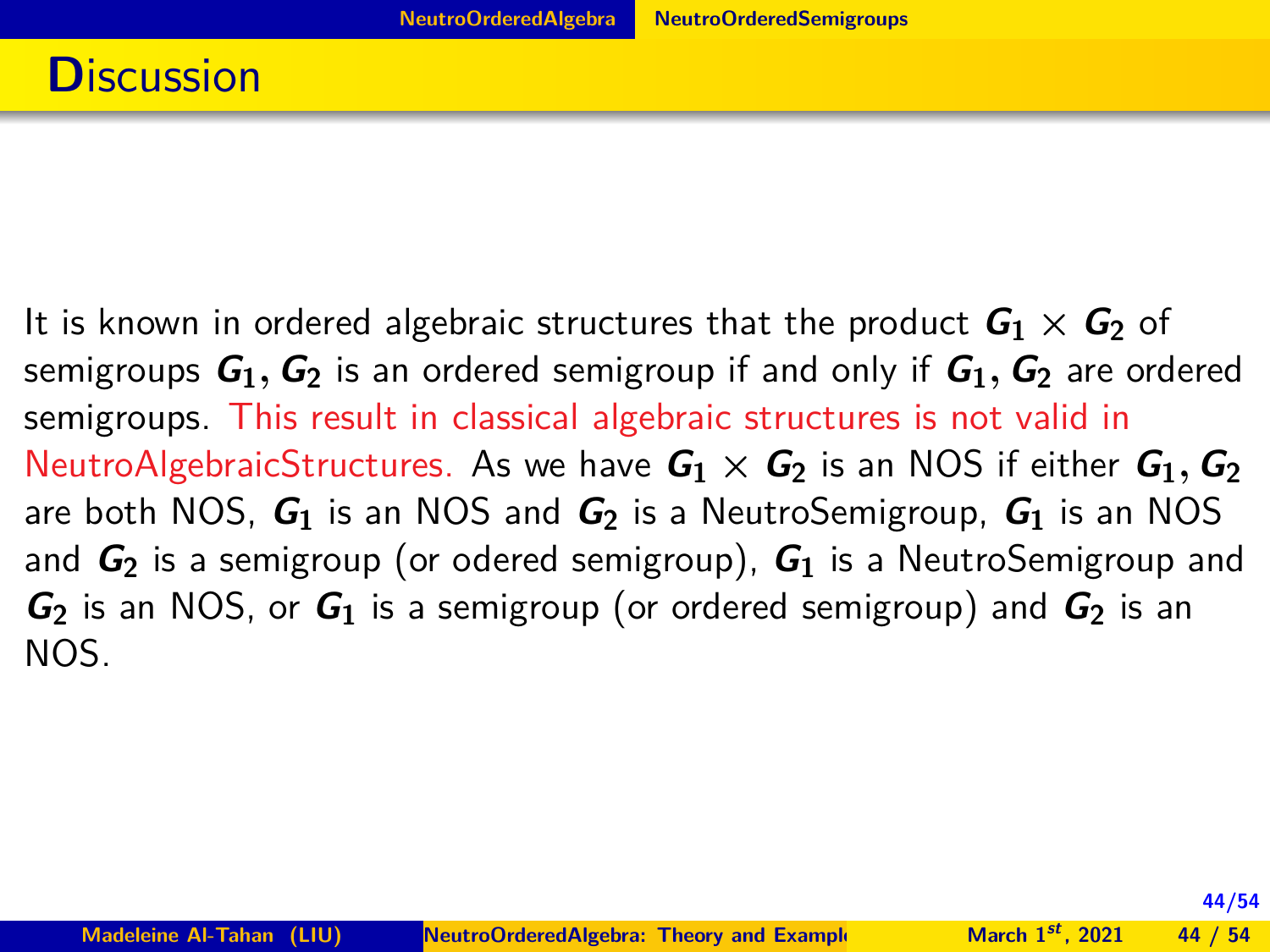# Discussion

It is known in ordered algebraic structures that the product $G_1 \times G_2$ of semigroups $G_1, G_2$ is an ordered semigroup if and only if $G_1, G_2$ are ordered semigroups. This result in classical algebraic structures is not valid in NeutroAlgebraicStructures. As we have $G_1 \times G_2$ is an NOS if either $G_1, G_2$ are both NOS, $G_1$ is an NOS and $G_2$ is a NeutroSemigroup, $G_1$ is an NOS and $G_2$ is a semigroup (or odered semigroup), $G_1$ is a NeutroSemigroup and $G_2$ is an NOS, or $G_1$ is a semigroup (or ordered semigroup) and $G_2$ is an NOS.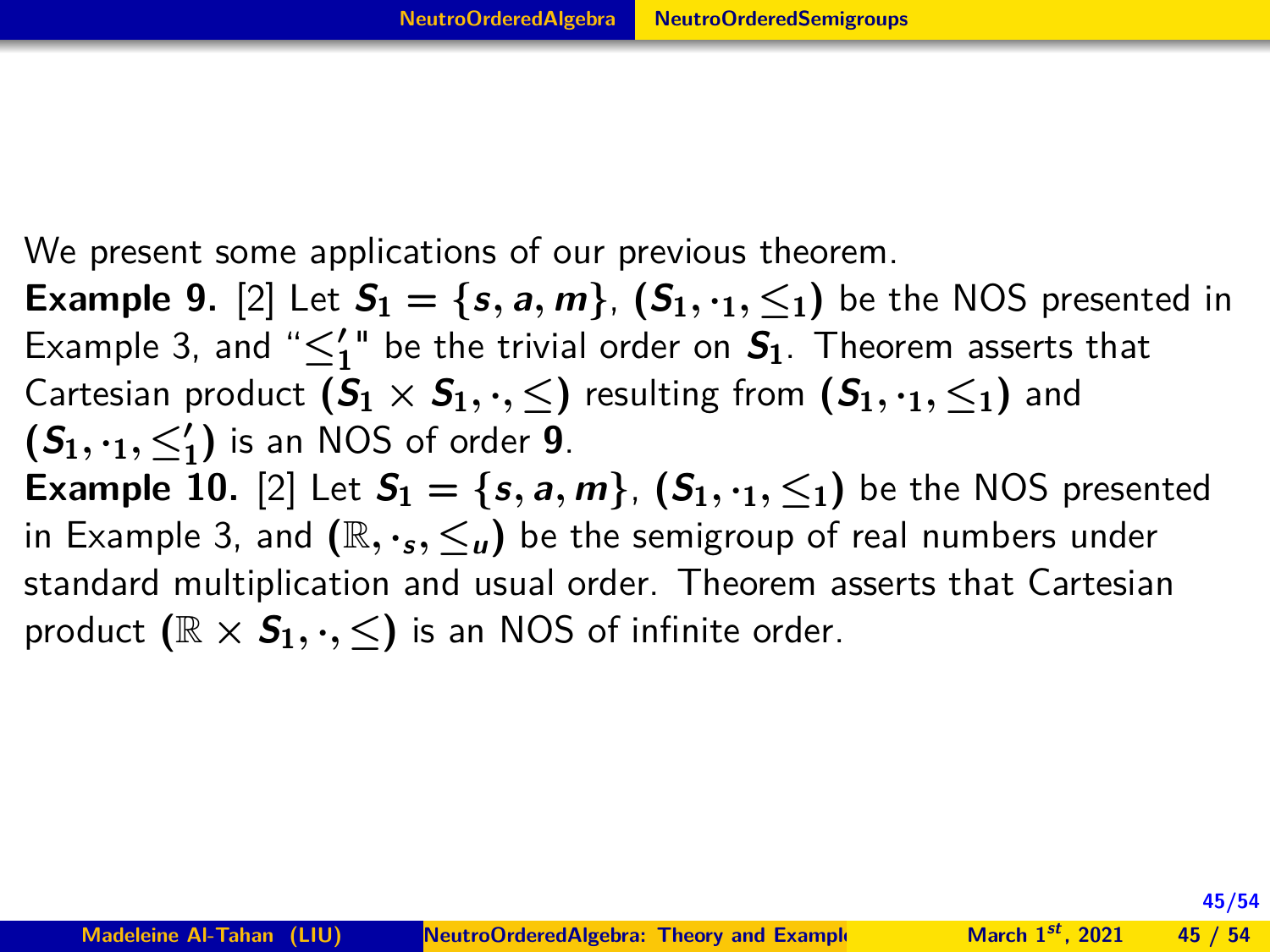We present some applications of our previous theorem.

**Example 9.** [2] Let $S_1 = \{s, a, m\}$, $(S_1, \cdot_1, \leq_1)$ be the NOS presented in Example 3, and "$\leq_1'$" be the trivial order on $S_1$. Theorem asserts that Cartesian product $(S_1 \times S_1, \cdot, \leq)$ resulting from $(S_1, \cdot_1, \leq_1)$ and $(S_1, \cdot_1, \leq_1')$ is an NOS of order **9**.

**Example 10.** [2] Let $S_1 = \{s, a, m\}$, $(S_1, \cdot_1, \leq_1)$ be the NOS presented in Example 3, and $(\mathbb{R}, \cdot_s, \leq_u)$ be the semigroup of real numbers under standard multiplication and usual order. Theorem asserts that Cartesian product $(\mathbb{R} \times S_1, \cdot, \leq)$ is an NOS of infinite order.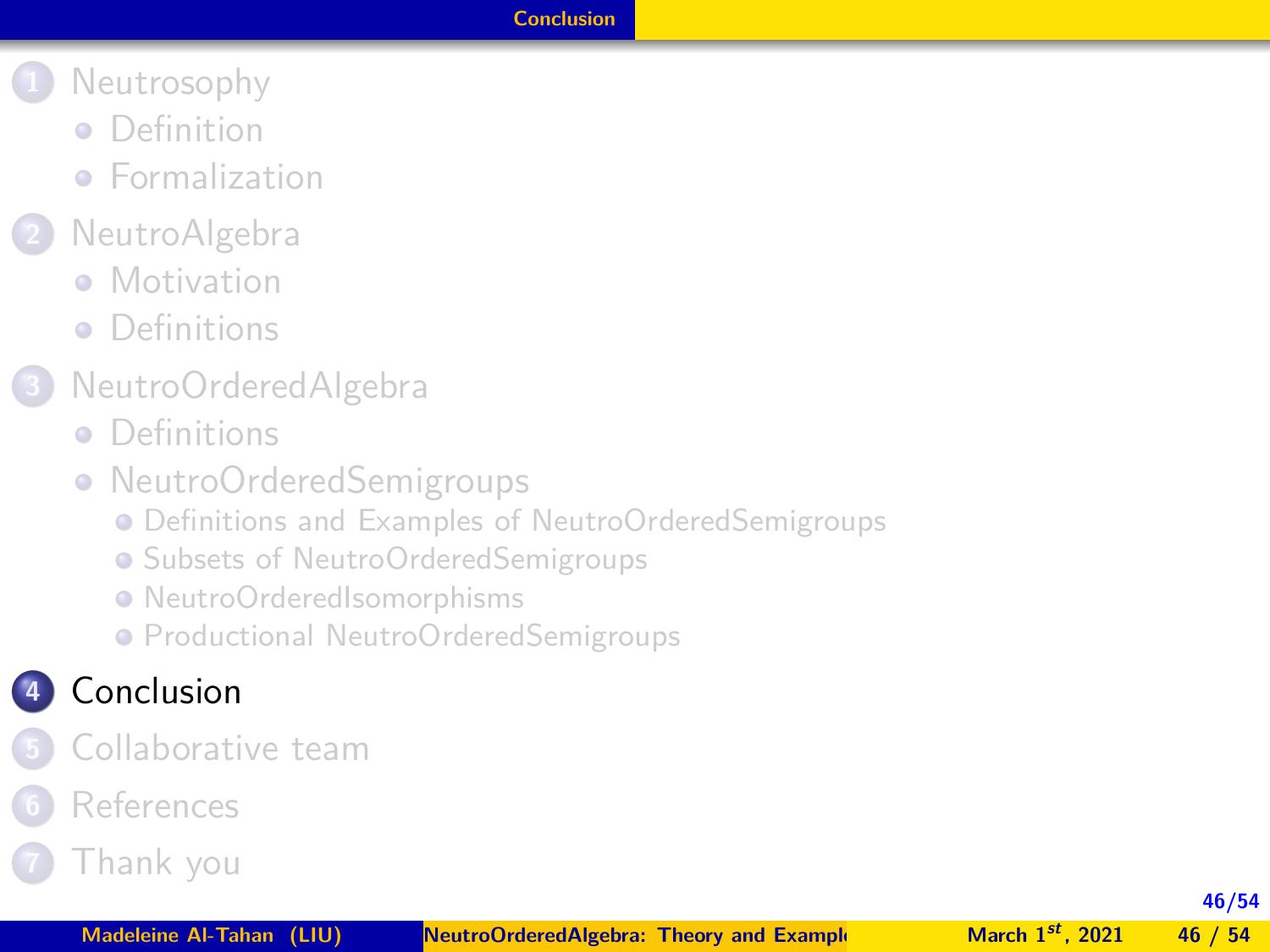1. Neutrosophy
   - Definition
   - Formalization
2. NeutroAlgebra
   - Motivation
   - Definitions
3. NeutroOrderedAlgebra
   - Definitions
   - NeutroOrderedSemigroups
     - Definitions and Examples of NeutroOrderedSemigroups
     - Subsets of NeutroOrderedSemigroups
     - NeutroOrderedIsomorphisms
     - Productional NeutroOrderedSemigroups
4. **Conclusion**
5. Collaborative team
6. References
7. Thank you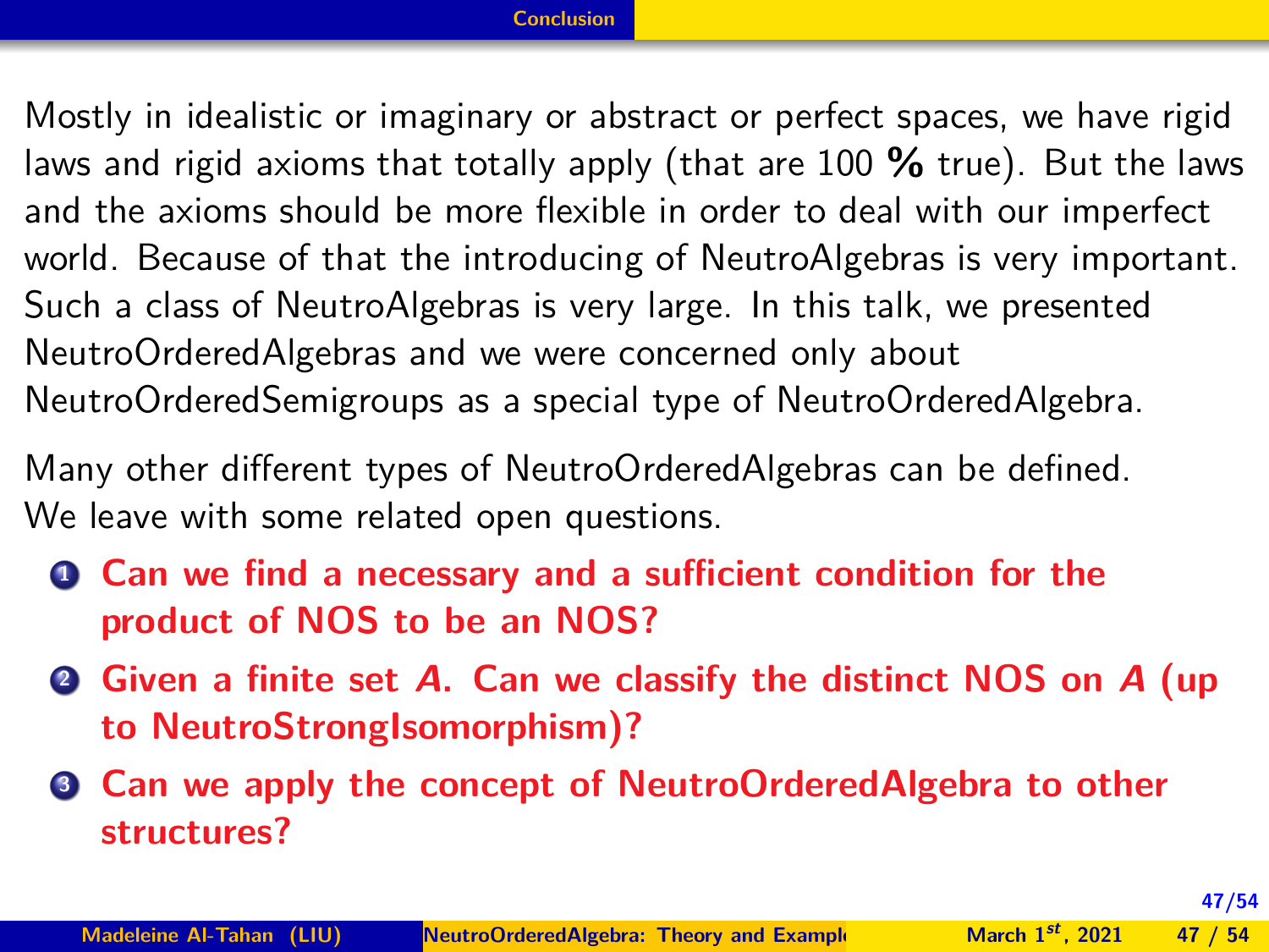## Conclusion

Mostly in idealistic or imaginary or abstract or perfect spaces, we have rigid laws and rigid axioms that totally apply (that are 100 **%** true). But the laws and the axioms should be more flexible in order to deal with our imperfect world. Because of that the introducing of NeutroAlgebras is very important. Such a class of NeutroAlgebras is very large. In this talk, we presented NeutroOrderedAlgebras and we were concerned only about NeutroOrderedSemigroups as a special type of NeutroOrderedAlgebra.

Many other different types of NeutroOrderedAlgebras can be defined. We leave with some related open questions.

1. **Can we find a necessary and a sufficient condition for the product of NOS to be an NOS?**
2. **Given a finite set $A$. Can we classify the distinct NOS on $A$ (up to NeutroStrongIsomorphism)?**
3. **Can we apply the concept of NeutroOrderedAlgebra to other structures?**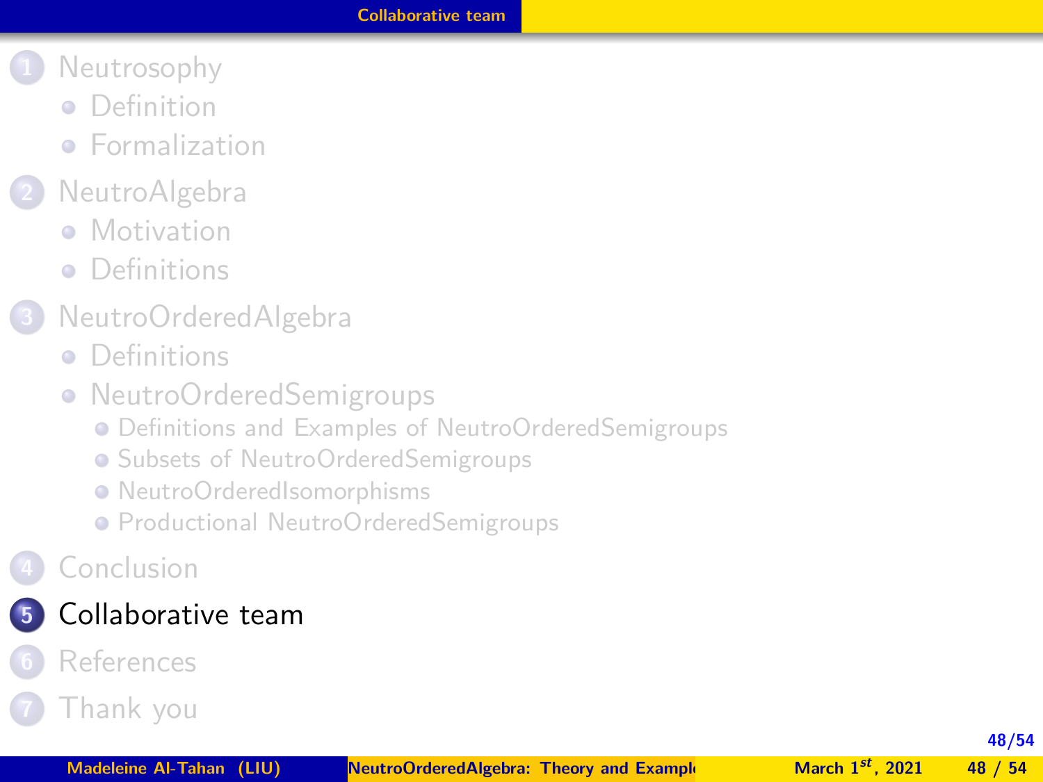1. Neutrosophy
   - Definition
   - Formalization
2. NeutroAlgebra
   - Motivation
   - Definitions
3. NeutroOrderedAlgebra
   - Definitions
   - NeutroOrderedSemigroups
     - Definitions and Examples of NeutroOrderedSemigroups
     - Subsets of NeutroOrderedSemigroups
     - NeutroOrderedIsomorphisms
     - Productional NeutroOrderedSemigroups
4. Conclusion
5. **Collaborative team**
6. References
7. Thank you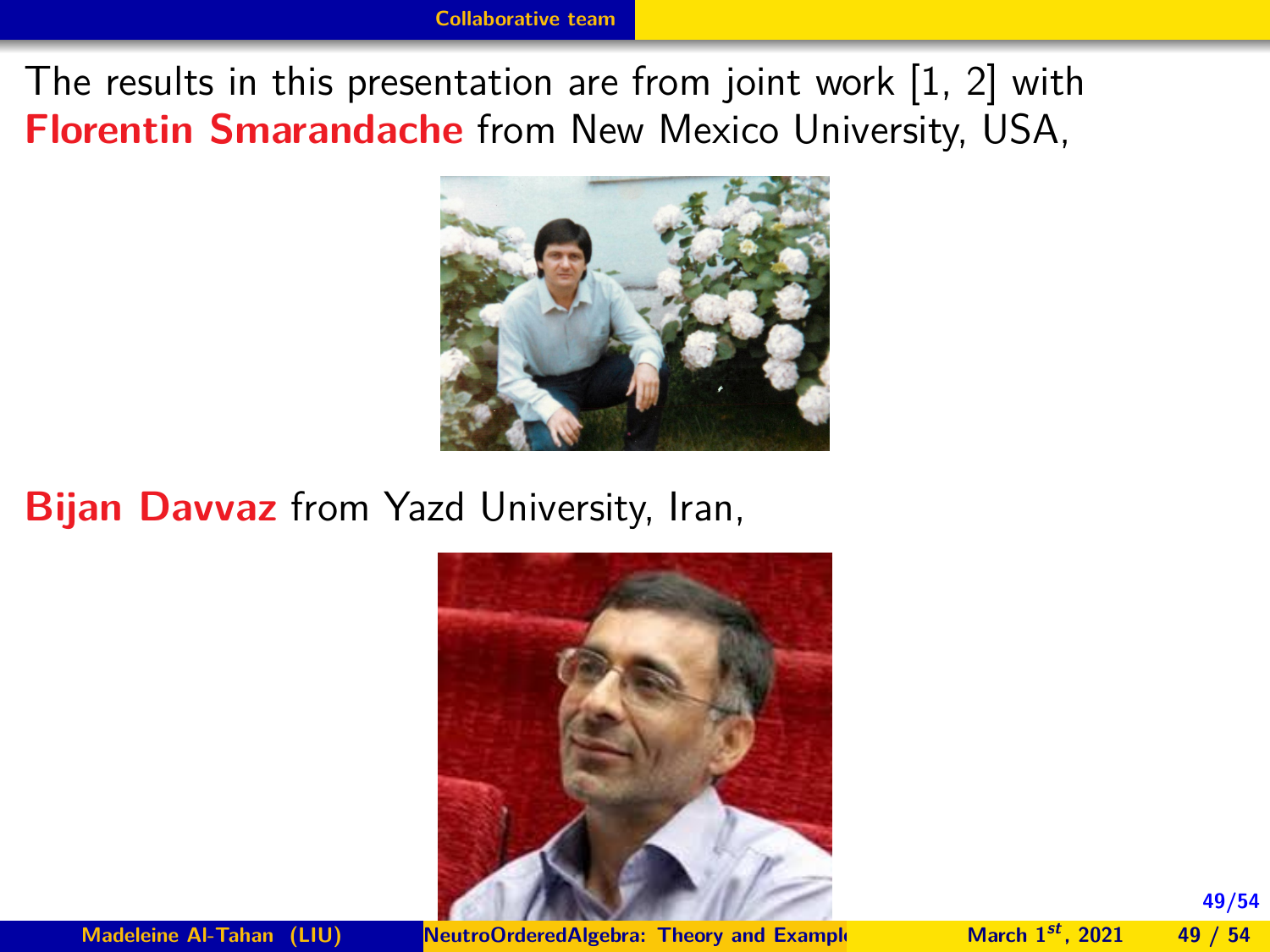## Collaborative team

The results in this presentation are from joint work [1, 2] with **Florentin Smarandache** from New Mexico University, USA,

**Bijan Davvaz** from Yazd University, Iran,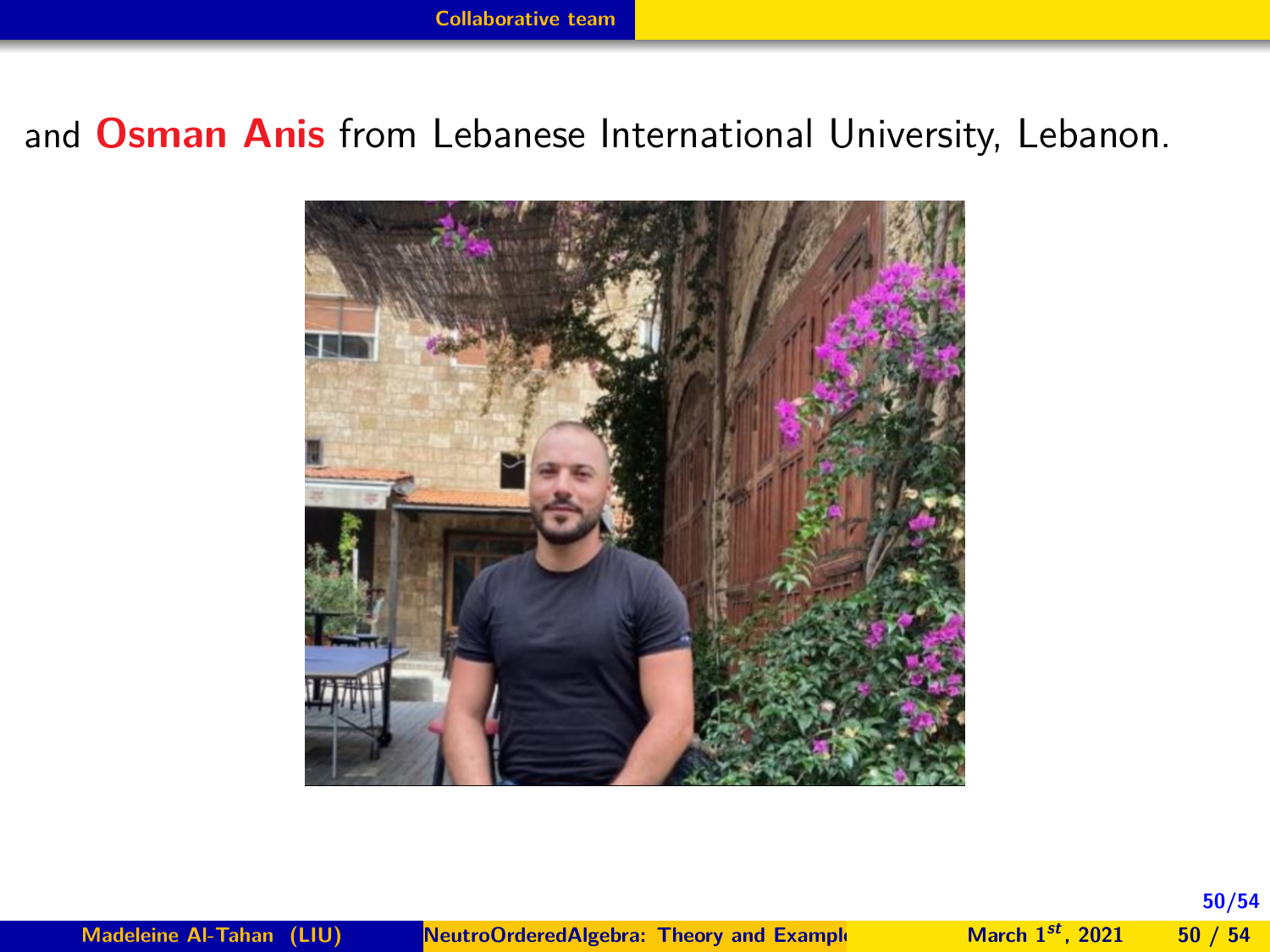## Collaborative team

and **Osman Anis** from Lebanese International University, Lebanon.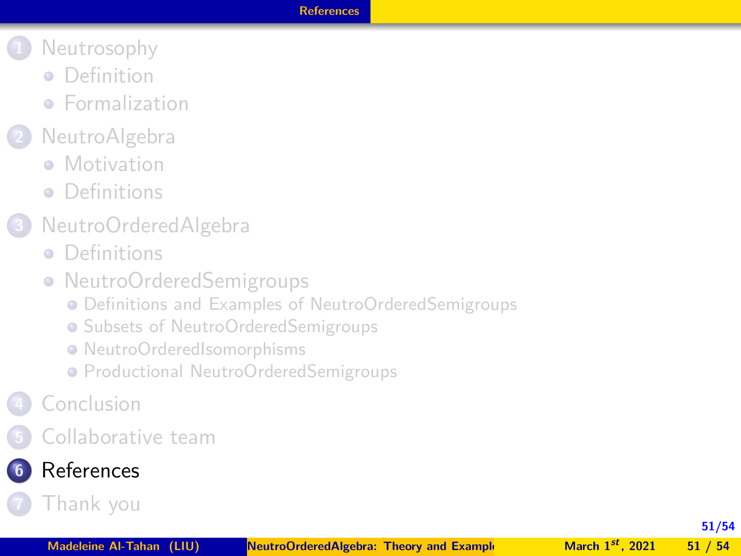1. Neutrosophy
   - Definition
   - Formalization
2. NeutroAlgebra
   - Motivation
   - Definitions
3. NeutroOrderedAlgebra
   - Definitions
   - NeutroOrderedSemigroups
     - Definitions and Examples of NeutroOrderedSemigroups
     - Subsets of NeutroOrderedSemigroups
     - NeutroOrderedIsomorphisms
     - Productional NeutroOrderedSemigroups
4. Conclusion
5. Collaborative team
6. **References**
7. Thank you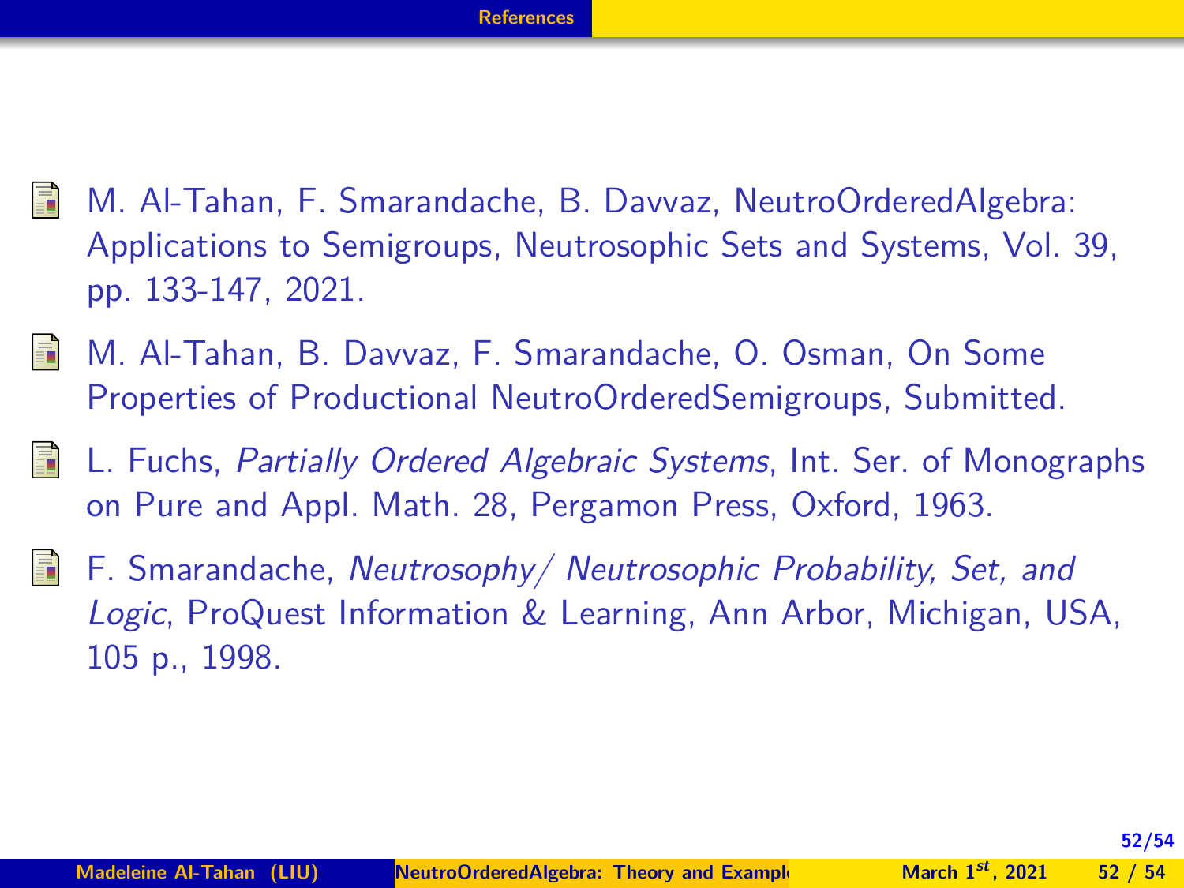- M. Al-Tahan, F. Smarandache, B. Davvaz, NeutroOrderedAlgebra: Applications to Semigroups, Neutrosophic Sets and Systems, Vol. 39, pp. 133-147, 2021.
- M. Al-Tahan, B. Davvaz, F. Smarandache, O. Osman, On Some Properties of Productional NeutroOrderedSemigroups, Submitted.
- L. Fuchs, *Partially Ordered Algebraic Systems*, Int. Ser. of Monographs on Pure and Appl. Math. 28, Pergamon Press, Oxford, 1963.
- F. Smarandache, *Neutrosophy/ Neutrosophic Probability, Set, and Logic*, ProQuest Information & Learning, Ann Arbor, Michigan, USA, 105 p., 1998.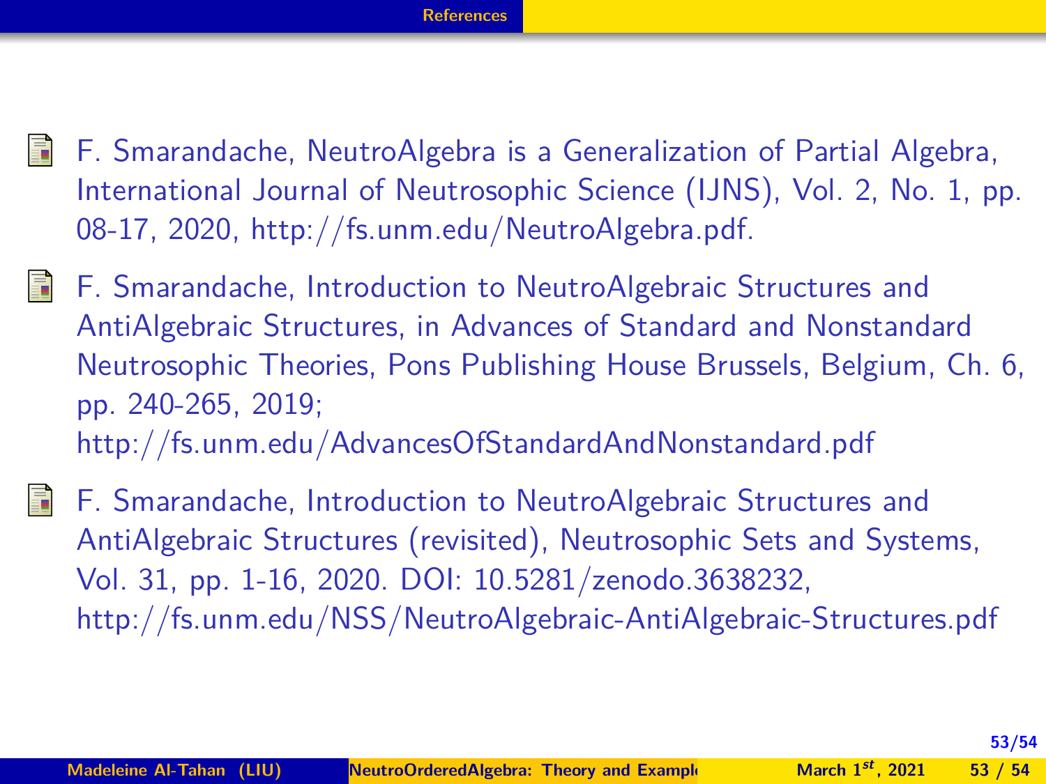- F. Smarandache, NeutroAlgebra is a Generalization of Partial Algebra, International Journal of Neutrosophic Science (IJNS), Vol. 2, No. 1, pp. 08-17, 2020, http://fs.unm.edu/NeutroAlgebra.pdf.

- F. Smarandache, Introduction to NeutroAlgebraic Structures and AntiAlgebraic Structures, in Advances of Standard and Nonstandard Neutrosophic Theories, Pons Publishing House Brussels, Belgium, Ch. 6, pp. 240-265, 2019; http://fs.unm.edu/AdvancesOfStandardAndNonstandard.pdf

- F. Smarandache, Introduction to NeutroAlgebraic Structures and AntiAlgebraic Structures (revisited), Neutrosophic Sets and Systems, Vol. 31, pp. 1-16, 2020. DOI: 10.5281/zenodo.3638232, http://fs.unm.edu/NSS/NeutroAlgebraic-AntiAlgebraic-Structures.pdf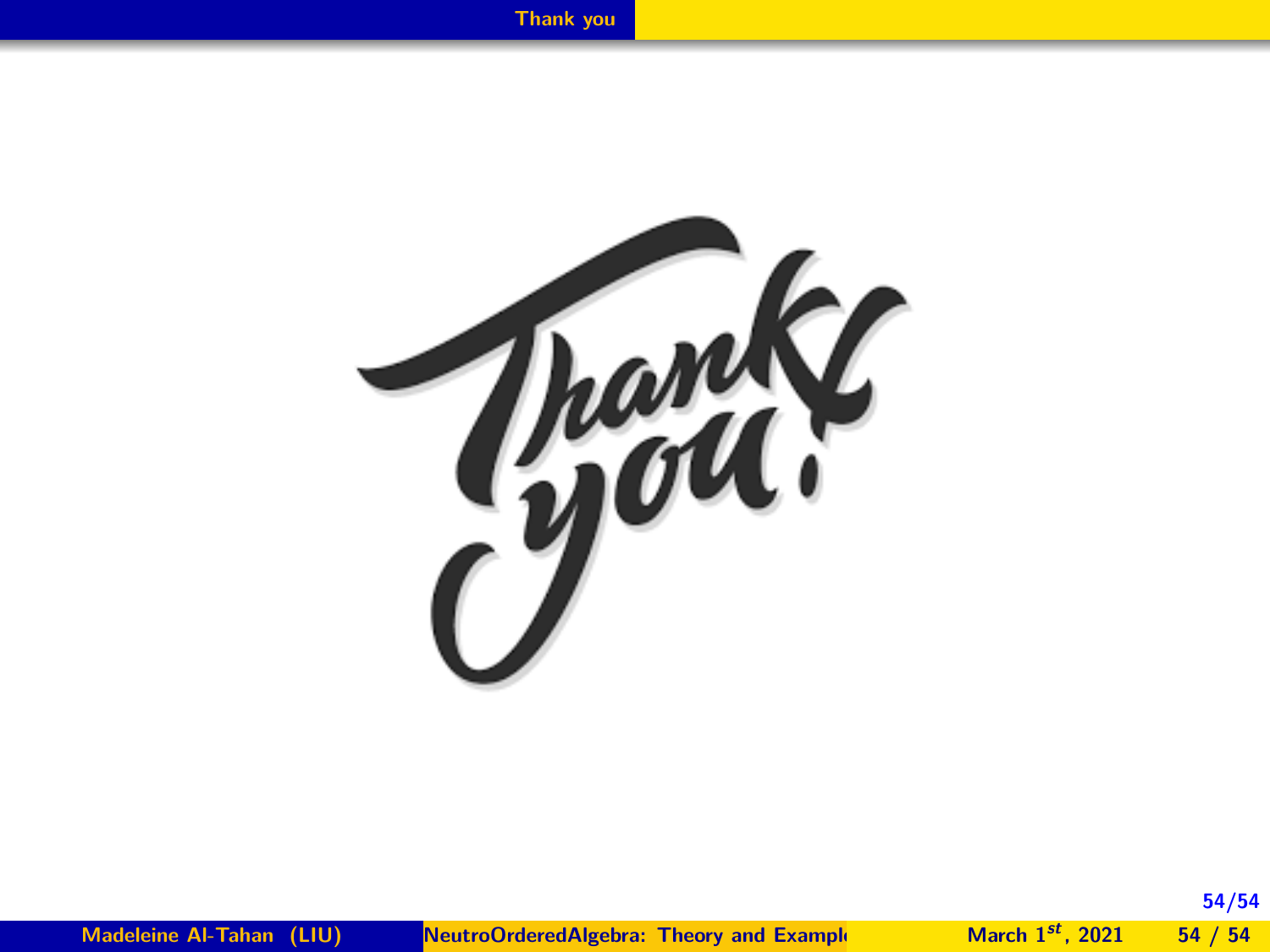Thank you